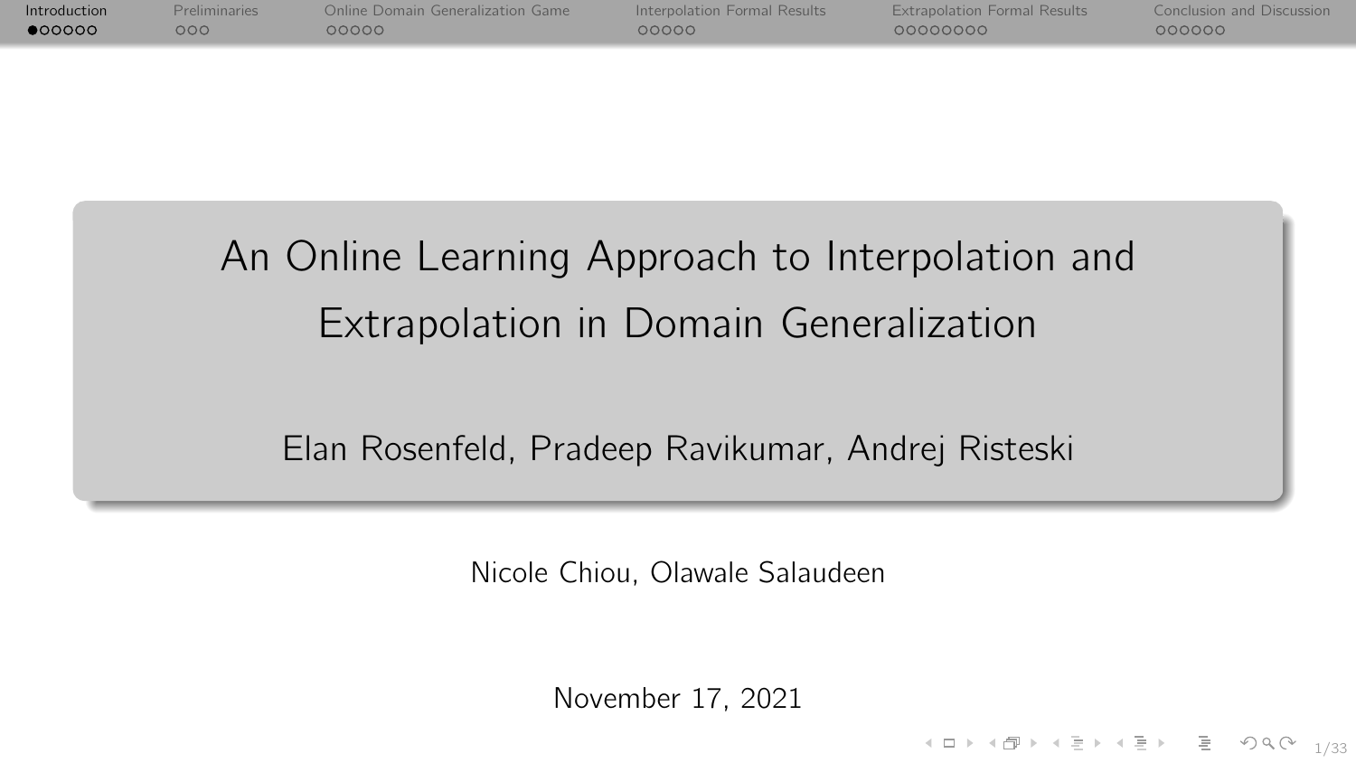# An Online Learning Approach to Interpolation and Extrapolation in Domain Generalization

Elan Rosenfeld, Pradeep Ravikumar, Andrej Risteski

Nicole Chiou, Olawale Salaudeen

November 17, 2021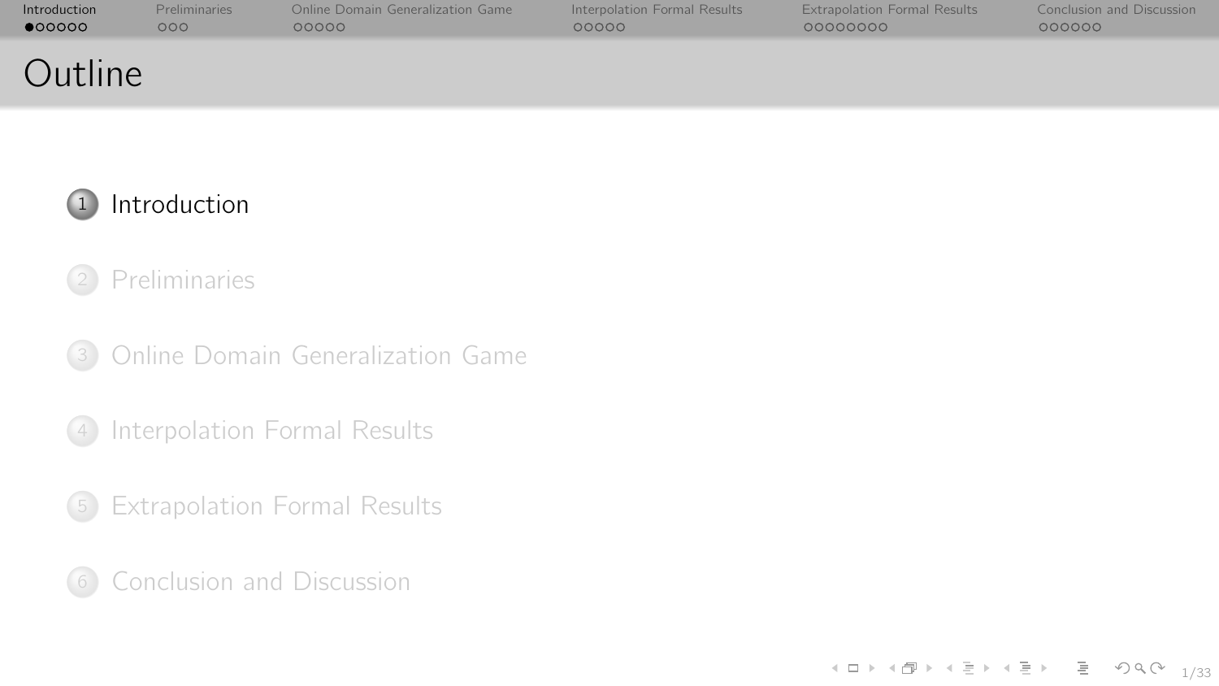# Outline

1. Introduction
2. Preliminaries
3. Online Domain Generalization Game
4. Interpolation Formal Results
5. Extrapolation Formal Results
6. Conclusion and Discussion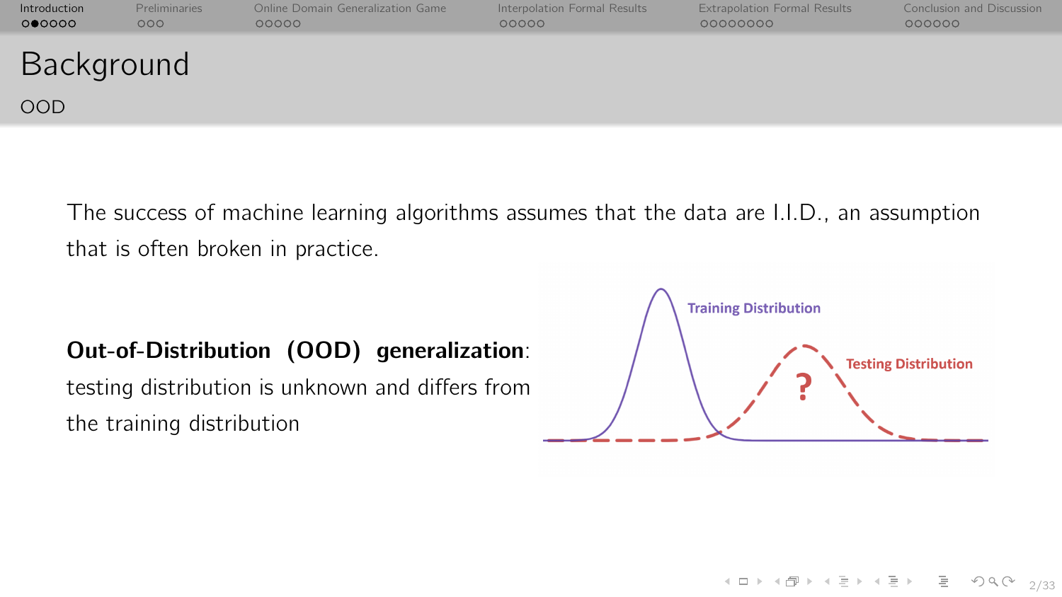# Background

## OOD

The success of machine learning algorithms assumes that the data are I.I.D., an assumption that is often broken in practice.

**Out-of-Distribution (OOD) generalization**: testing distribution is unknown and differs from the training distribution

Training Distribution

Testing Distribution

?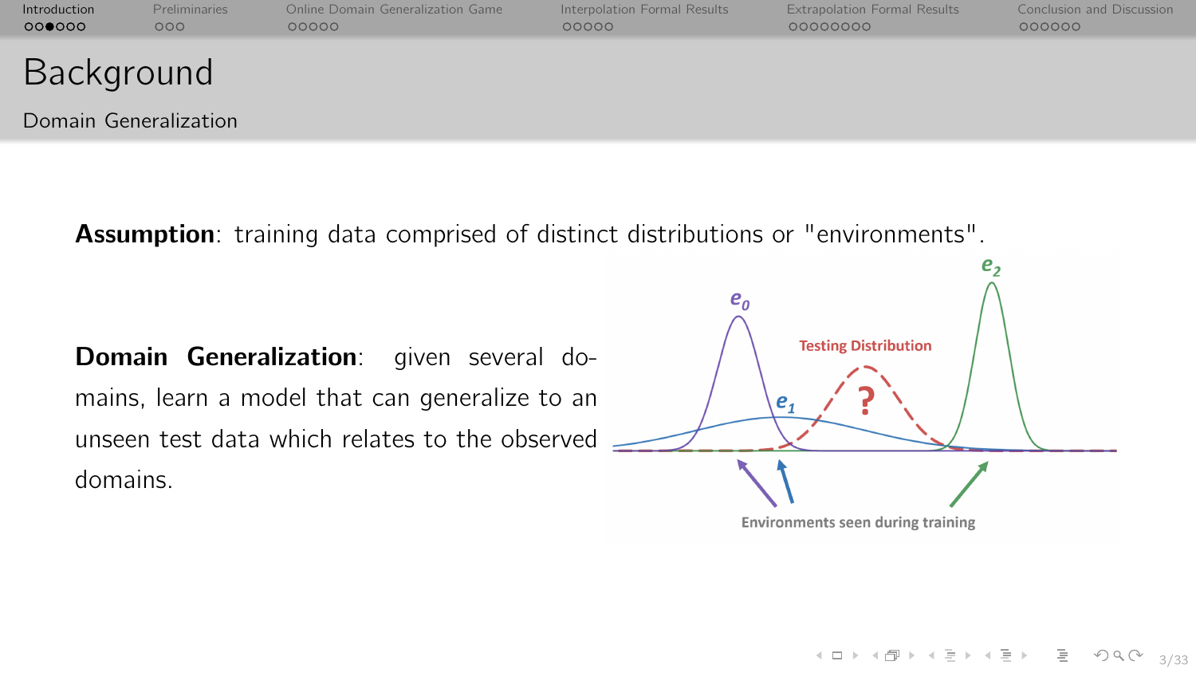# Background

## Domain Generalization

**Assumption**: training data comprised of distinct distributions or "environments".

**Domain Generalization**: given several domains, learn a model that can generalize to an unseen test data which relates to the observed domains.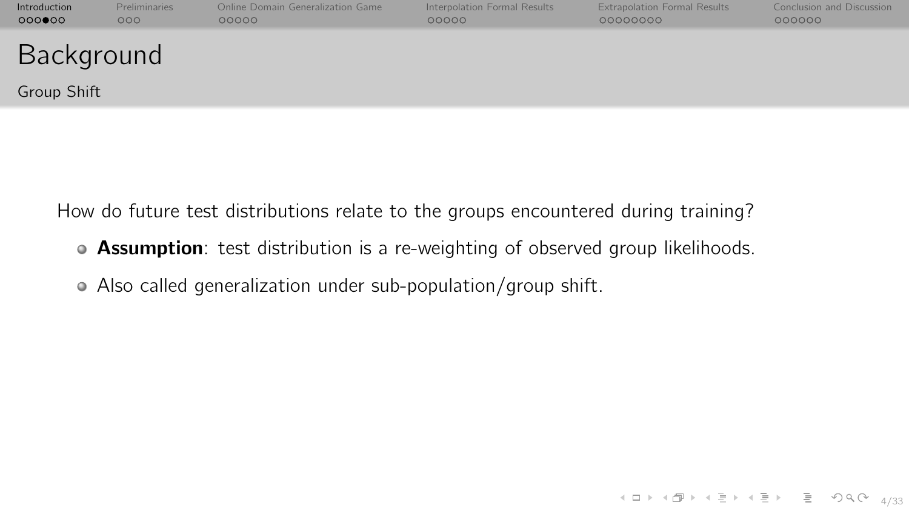# Background

## Group Shift

How do future test distributions relate to the groups encountered during training?

- **Assumption**: test distribution is a re-weighting of observed group likelihoods.
- Also called generalization under sub-population/group shift.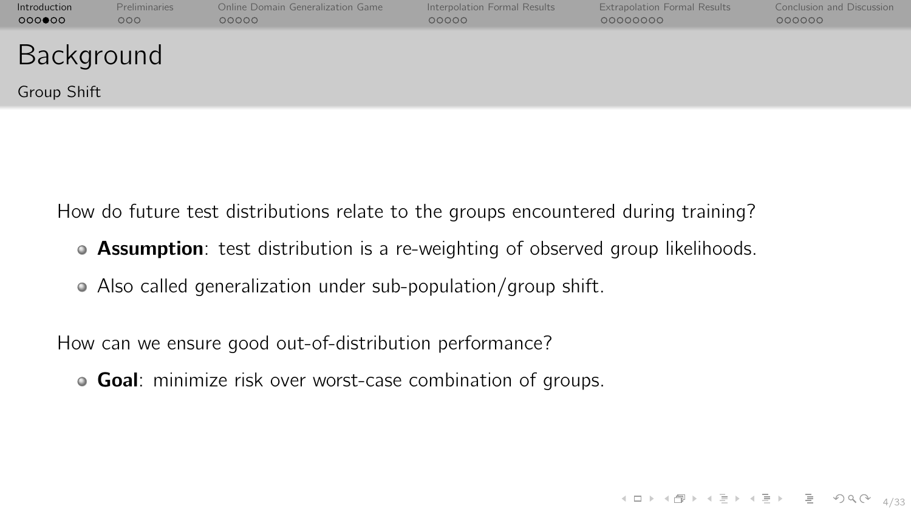# Background

## Group Shift

How do future test distributions relate to the groups encountered during training?

- **Assumption**: test distribution is a re-weighting of observed group likelihoods.
- Also called generalization under sub-population/group shift.

How can we ensure good out-of-distribution performance?

- **Goal**: minimize risk over worst-case combination of groups.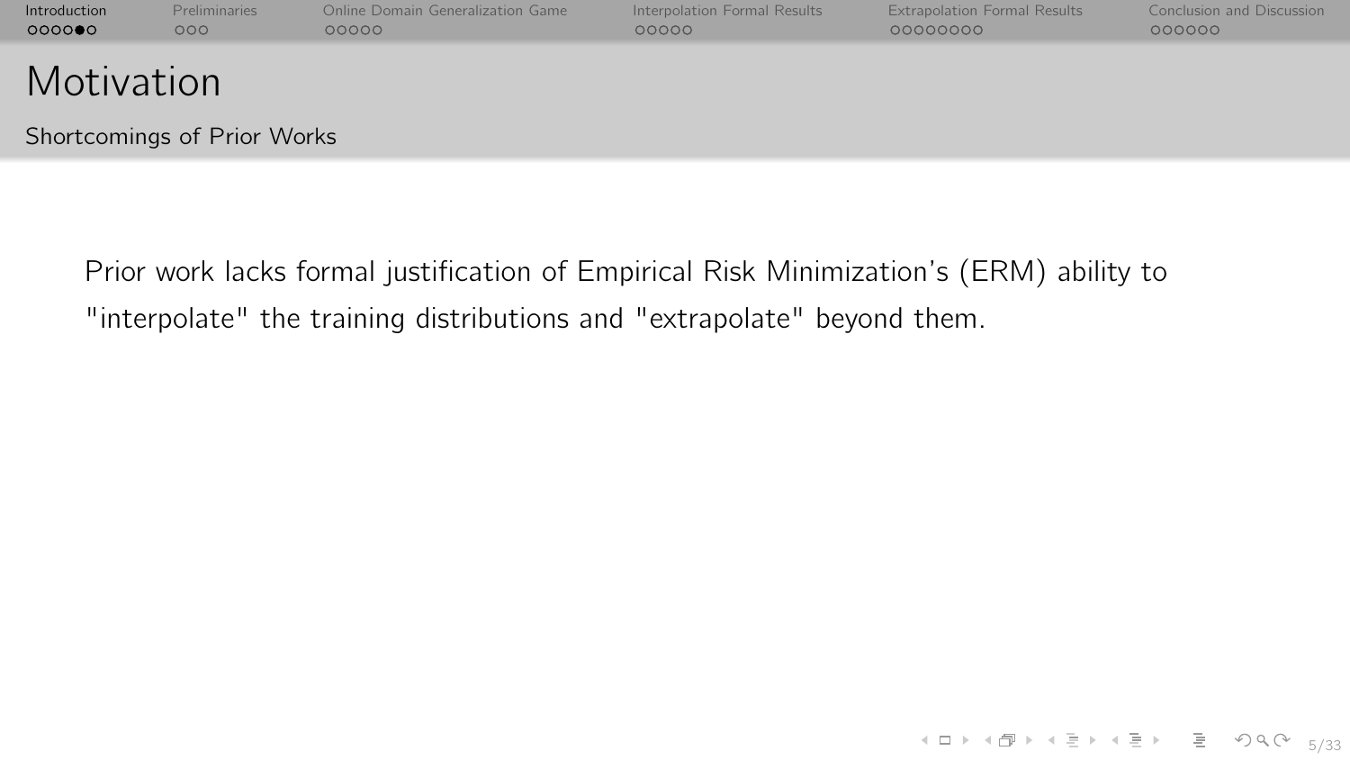# Motivation

## Shortcomings of Prior Works

Prior work lacks formal justification of Empirical Risk Minimization's (ERM) ability to "interpolate" the training distributions and "extrapolate" beyond them.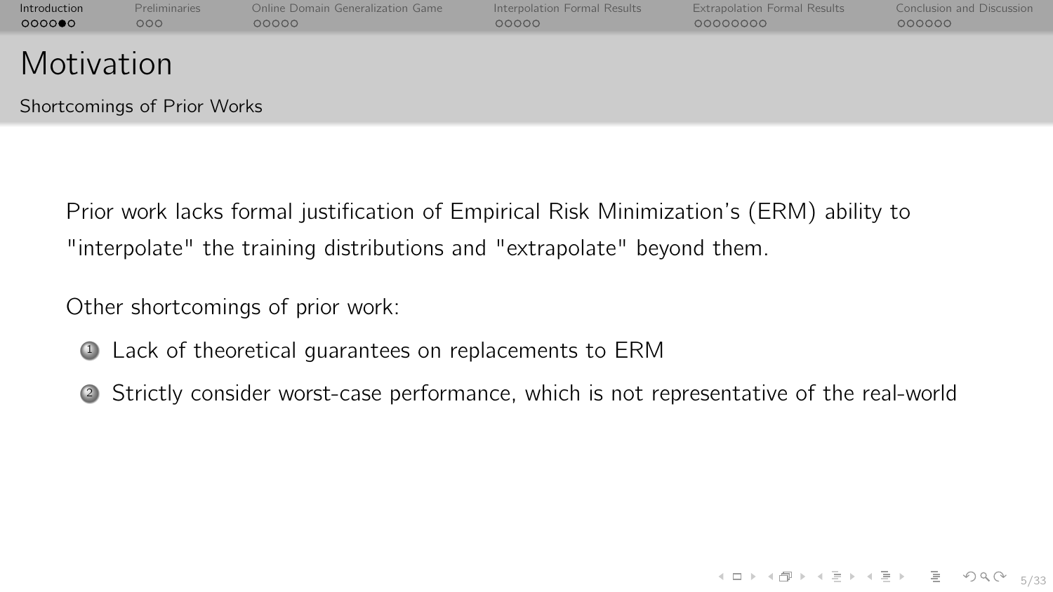# Motivation

## Shortcomings of Prior Works

Prior work lacks formal justification of Empirical Risk Minimization's (ERM) ability to "interpolate" the training distributions and "extrapolate" beyond them.

Other shortcomings of prior work:

1. Lack of theoretical guarantees on replacements to ERM
2. Strictly consider worst-case performance, which is not representative of the real-world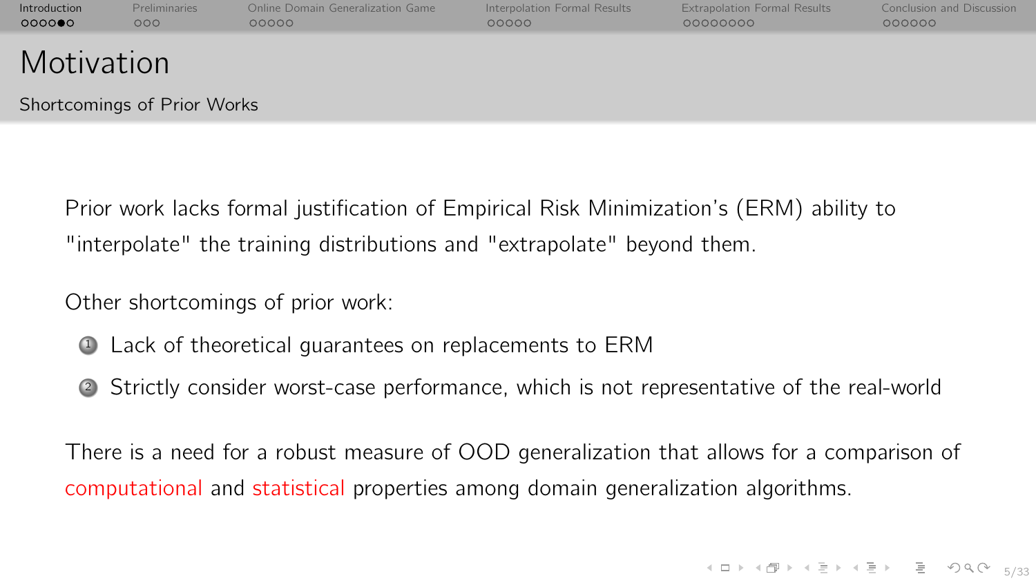# Motivation

## Shortcomings of Prior Works

Prior work lacks formal justification of Empirical Risk Minimization's (ERM) ability to "interpolate" the training distributions and "extrapolate" beyond them.

Other shortcomings of prior work:

1. Lack of theoretical guarantees on replacements to ERM
2. Strictly consider worst-case performance, which is not representative of the real-world

There is a need for a robust measure of OOD generalization that allows for a comparison of computational and statistical properties among domain generalization algorithms.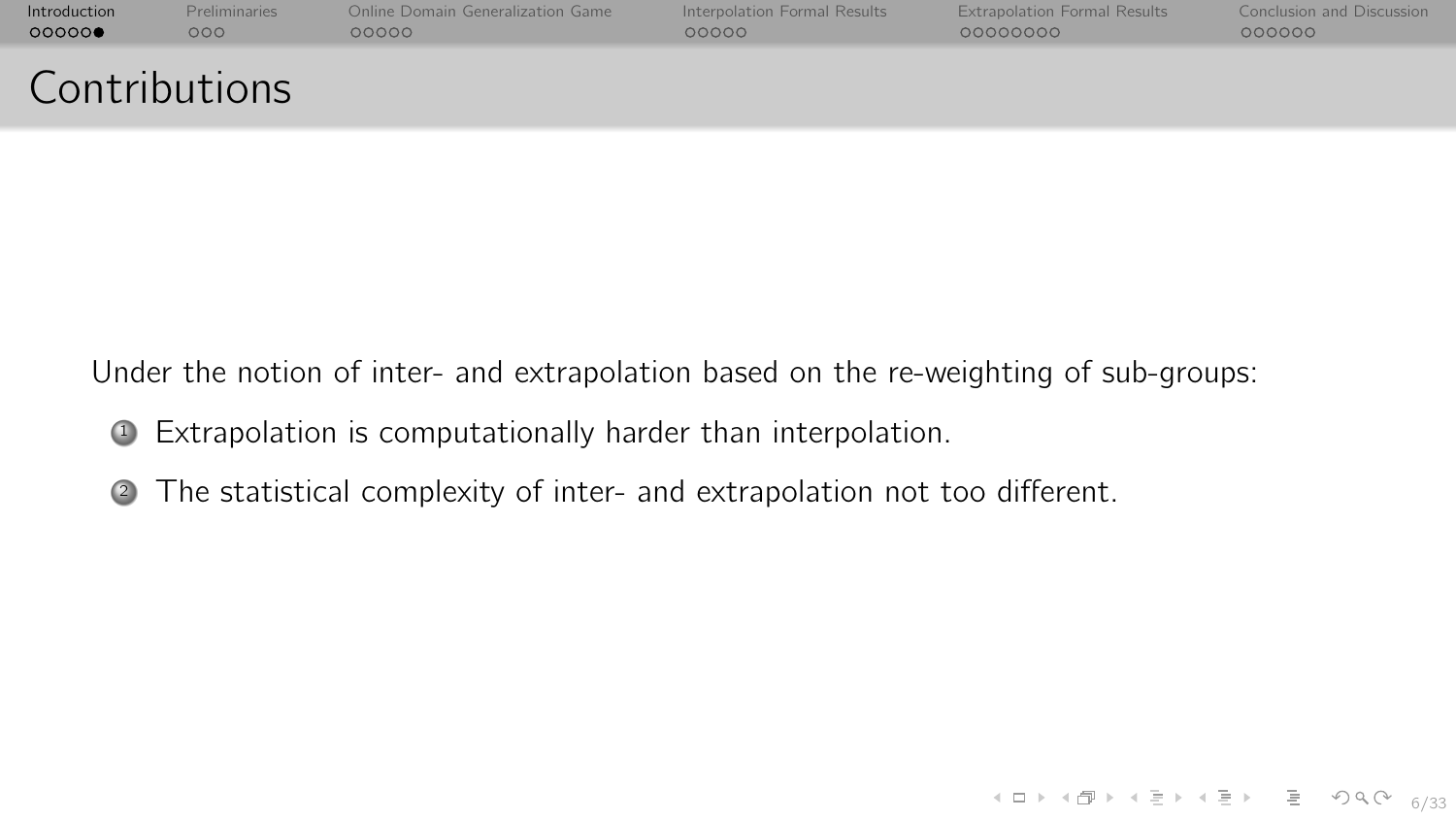# Contributions

Under the notion of inter- and extrapolation based on the re-weighting of sub-groups:

1. Extrapolation is computationally harder than interpolation.
2. The statistical complexity of inter- and extrapolation not too different.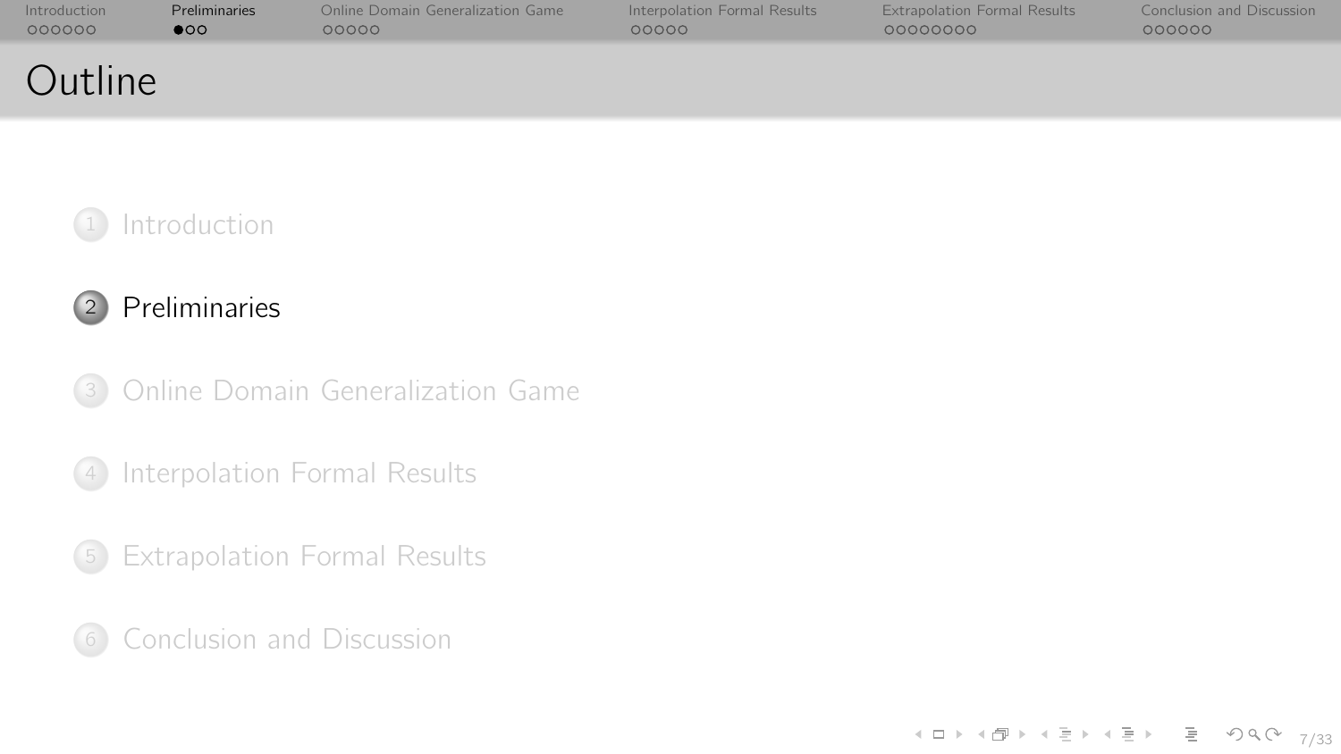# Outline

1. Introduction
2. Preliminaries
3. Online Domain Generalization Game
4. Interpolation Formal Results
5. Extrapolation Formal Results
6. Conclusion and Discussion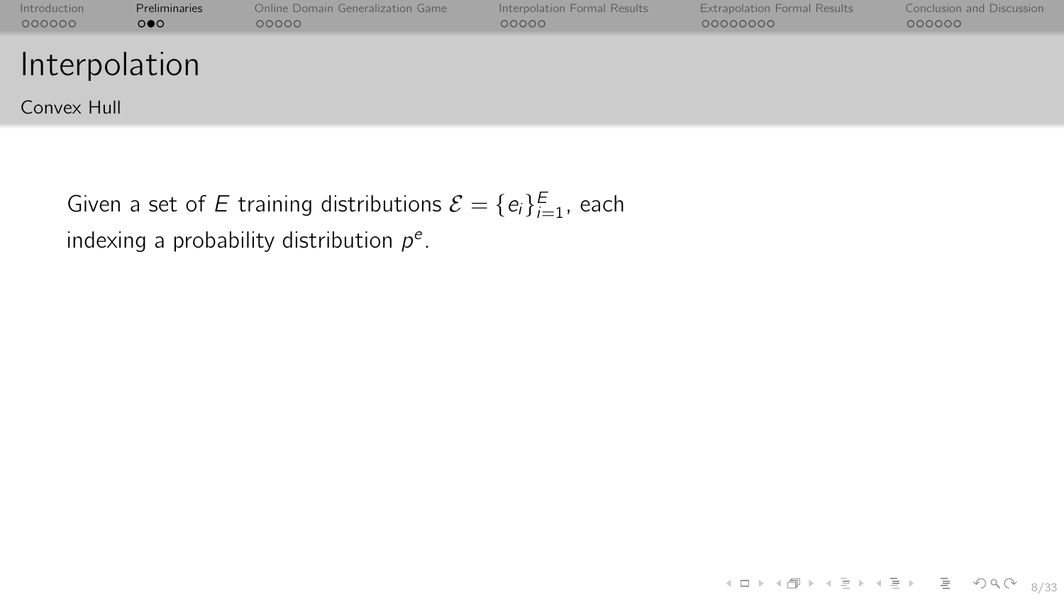# Interpolation

## Convex Hull

Given a set of $E$ training distributions $\mathcal{E} = \{e_i\}_{i=1}^{E}$, each indexing a probability distribution $p^e$.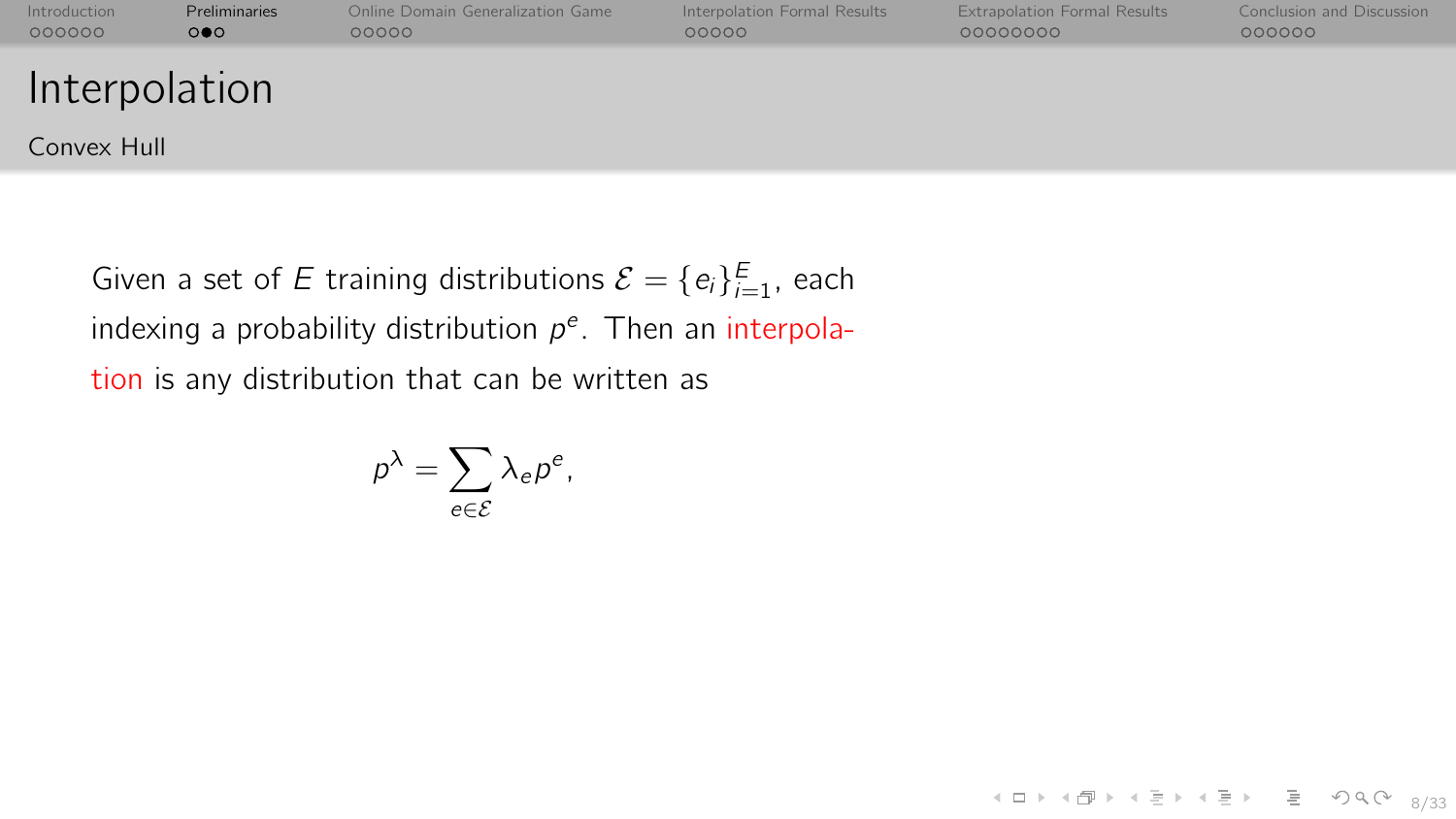# Interpolation

## Convex Hull

Given a set of $E$ training distributions $\mathcal{E} = \{e_i\}_{i=1}^{E}$, each indexing a probability distribution $p^e$. Then an interpolation is any distribution that can be written as

$$p^\lambda = \sum_{e \in \mathcal{E}} \lambda_e p^e,$$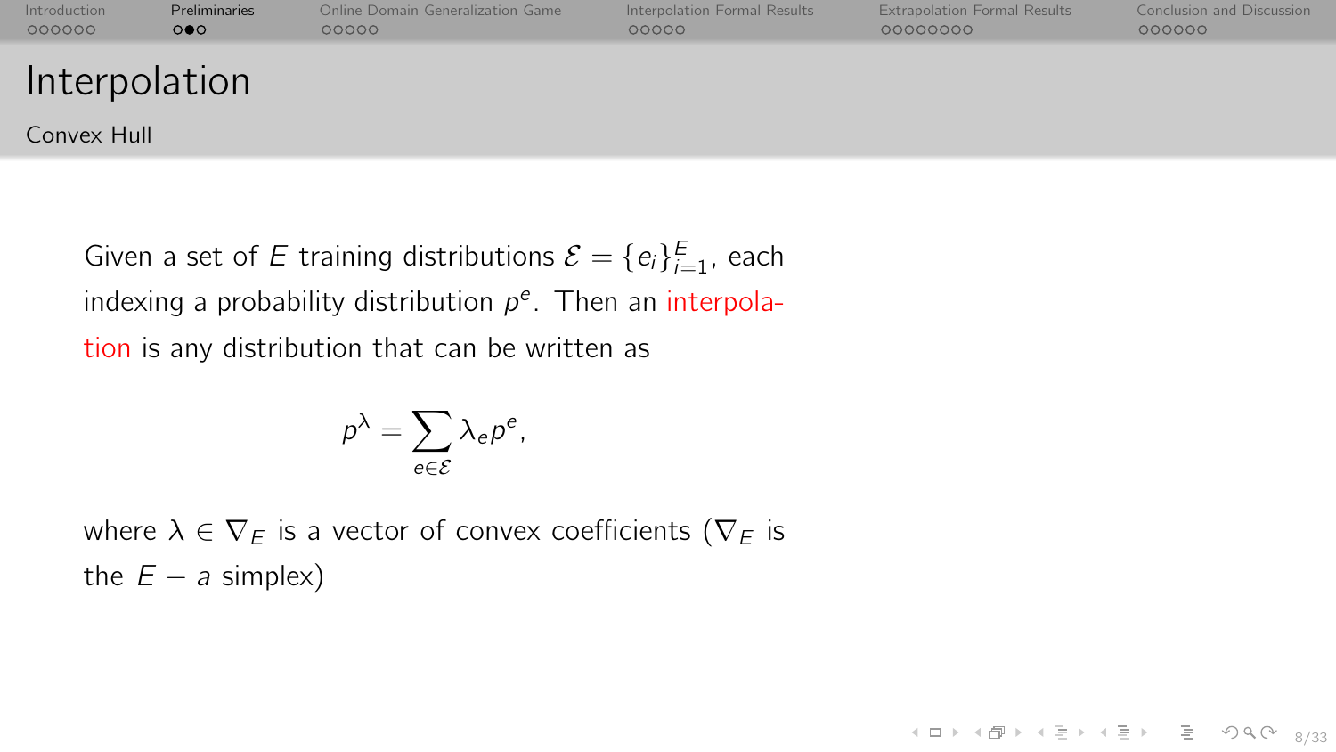# Interpolation

## Convex Hull

Given a set of $E$ training distributions $\mathcal{E} = \{e_i\}_{i=1}^{E}$, each indexing a probability distribution $p^e$. Then an interpolation is any distribution that can be written as

$$p^\lambda = \sum_{e \in \mathcal{E}} \lambda_e p^e,$$

where $\lambda \in \nabla_E$ is a vector of convex coefficients ($\nabla_E$ is the $E - a$ simplex)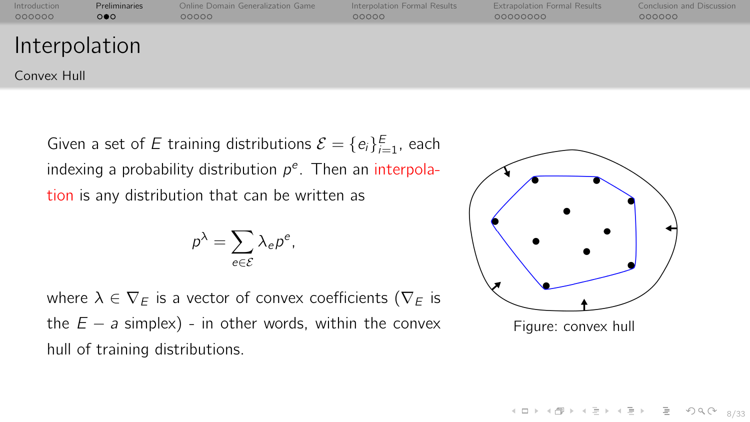# Interpolation

## Convex Hull

Given a set of $E$ training distributions $\mathcal{E} = \{e_i\}_{i=1}^{E}$, each indexing a probability distribution $p^e$. Then an interpolation is any distribution that can be written as

$$p^\lambda = \sum_{e \in \mathcal{E}} \lambda_e p^e,$$

where $\lambda \in \nabla_E$ is a vector of convex coefficients ($\nabla_E$ is the $E - a$ simplex) - in other words, within the convex hull of training distributions.

Figure: convex hull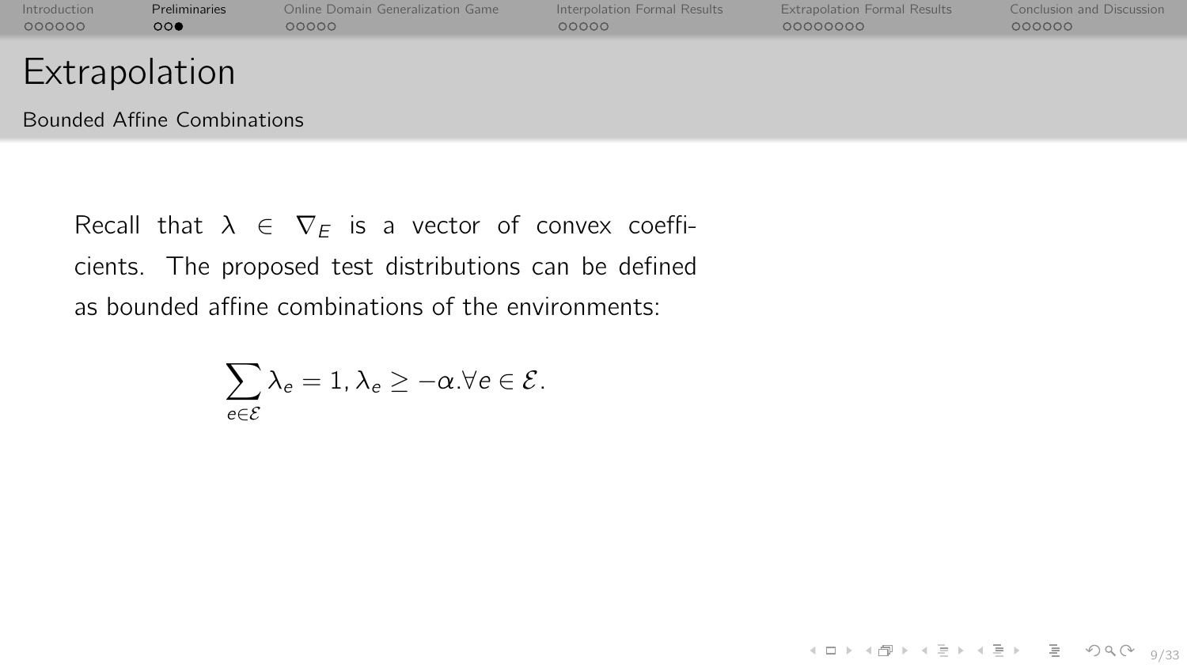# Extrapolation

## Bounded Affine Combinations

Recall that $\lambda \in \nabla_E$ is a vector of convex coefficients. The proposed test distributions can be defined as bounded affine combinations of the environments:

$$\sum_{e \in \mathcal{E}} \lambda_e = 1, \lambda_e \geq -\alpha . \forall e \in \mathcal{E}.$$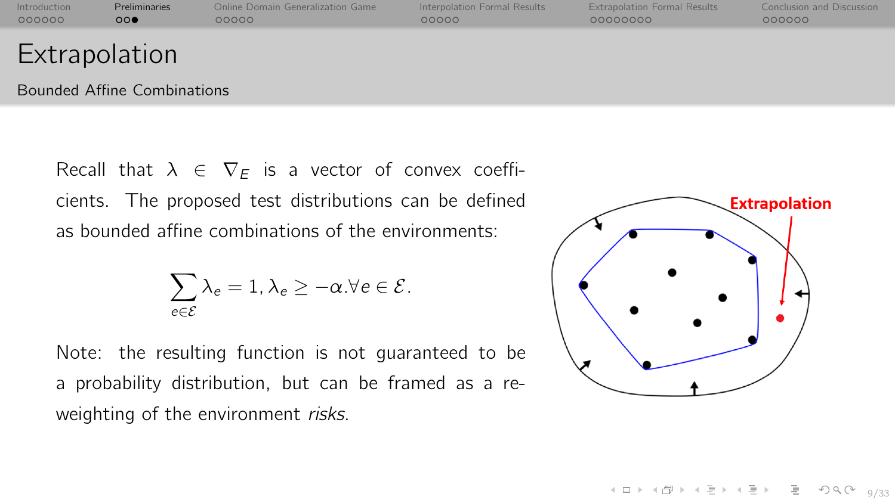# Extrapolation

## Bounded Affine Combinations

Recall that $\lambda \in \nabla_E$ is a vector of convex coefficients. The proposed test distributions can be defined as bounded affine combinations of the environments:

$$\sum_{e \in \mathcal{E}} \lambda_e = 1, \lambda_e \geq -\alpha. \forall e \in \mathcal{E}.$$

Note: the resulting function is not guaranteed to be a probability distribution, but can be framed as a re-weighting of the environment *risks*.

Extrapolation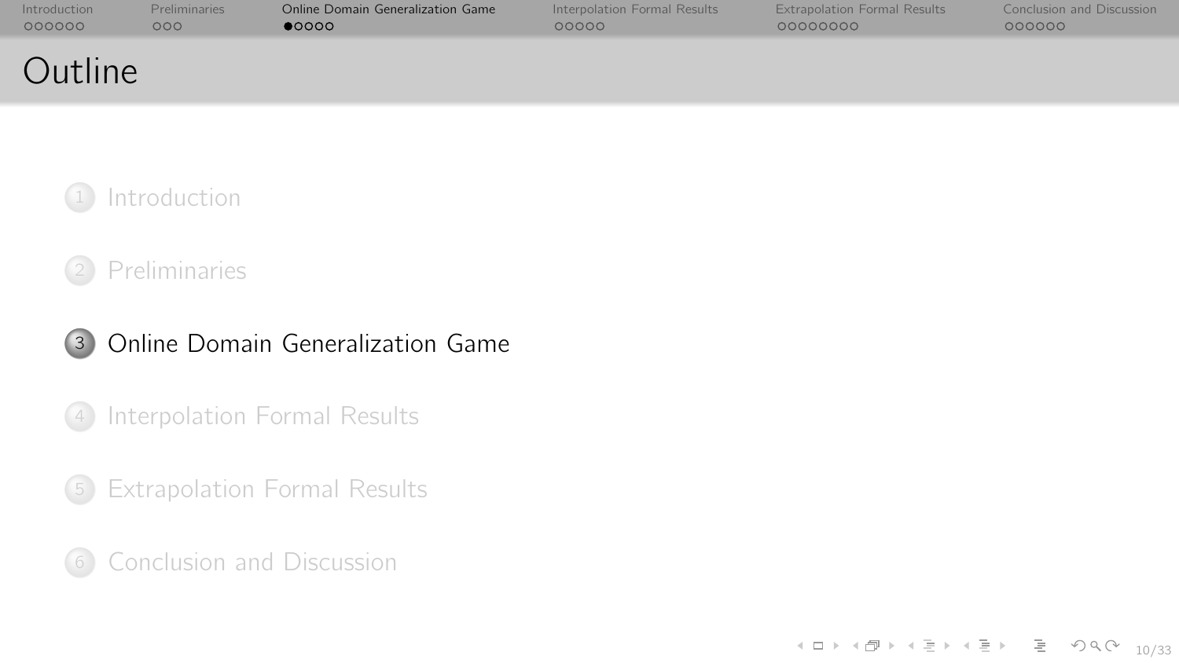# Outline

1. Introduction
2. Preliminaries
3. Online Domain Generalization Game
4. Interpolation Formal Results
5. Extrapolation Formal Results
6. Conclusion and Discussion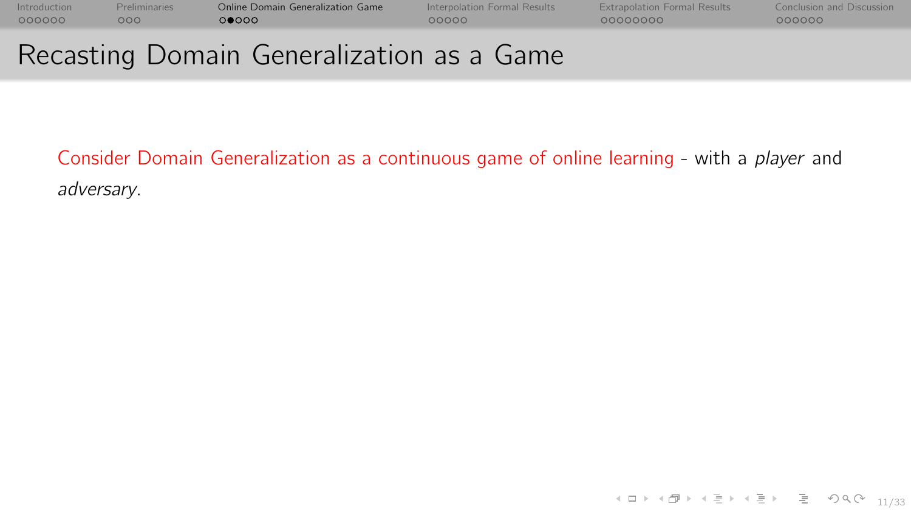## Recasting Domain Generalization as a Game

Consider Domain Generalization as a continuous game of online learning - with a *player* and *adversary*.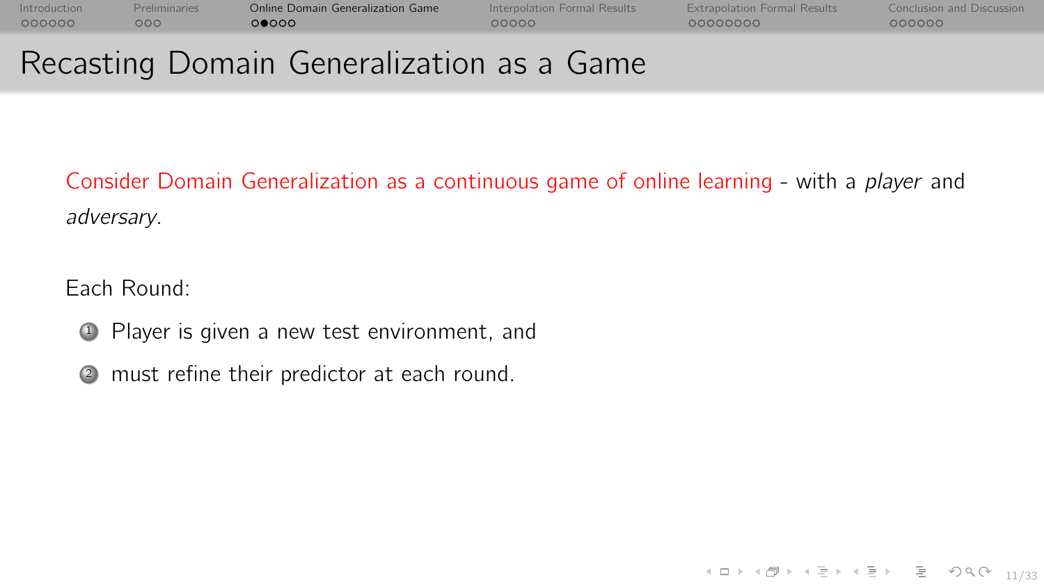# Recasting Domain Generalization as a Game

Consider Domain Generalization as a continuous game of online learning - with a *player* and *adversary*.

Each Round:

1. Player is given a new test environment, and
2. must refine their predictor at each round.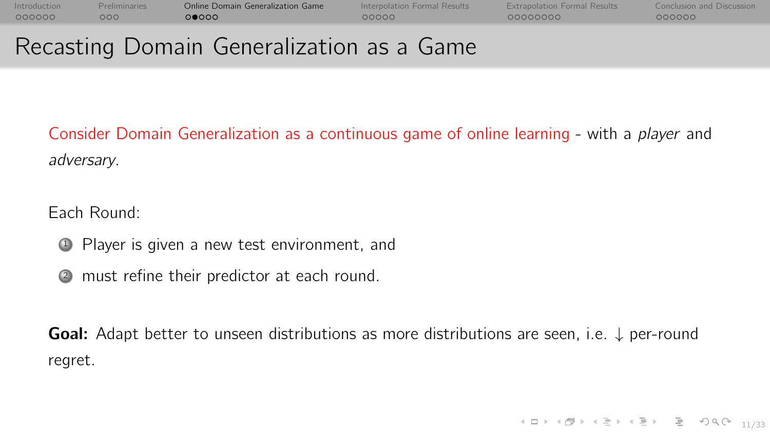# Recasting Domain Generalization as a Game

Consider Domain Generalization as a continuous game of online learning - with a *player* and *adversary*.

Each Round:

1. Player is given a new test environment, and
2. must refine their predictor at each round.

**Goal:** Adapt better to unseen distributions as more distributions are seen, i.e. $\downarrow$ per-round regret.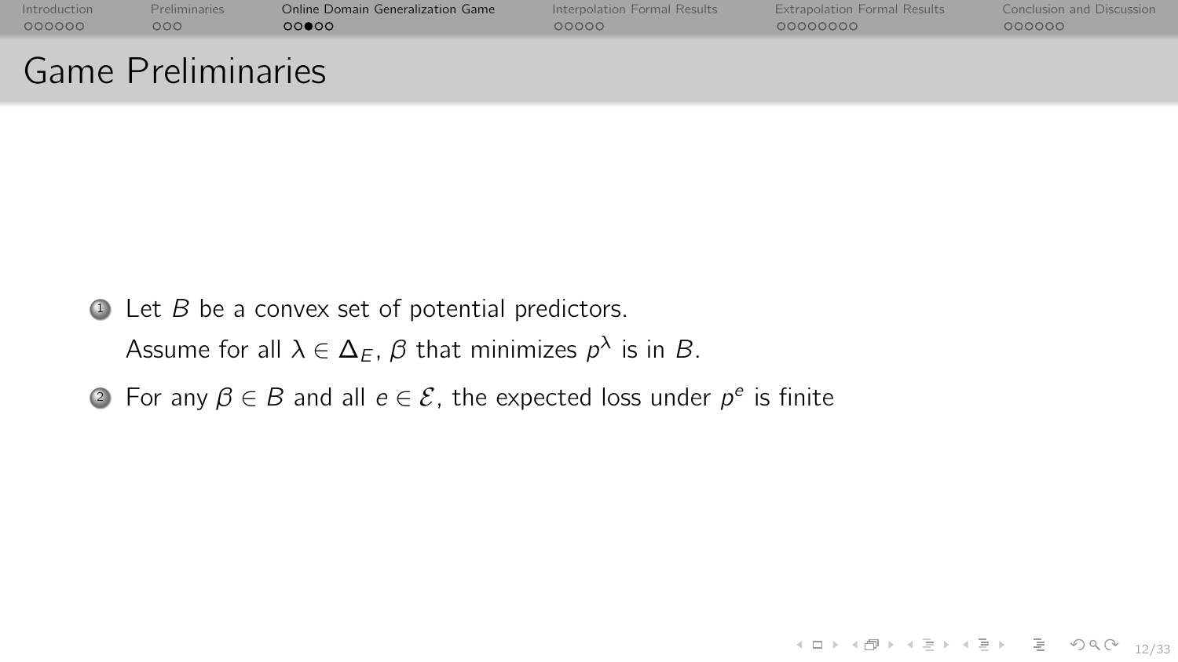# Game Preliminaries

1. Let $B$ be a convex set of potential predictors.
   Assume for all $\lambda \in \Delta_E$, $\beta$ that minimizes $p^\lambda$ is in $B$.
2. For any $\beta \in B$ and all $e \in \mathcal{E}$, the expected loss under $p^e$ is finite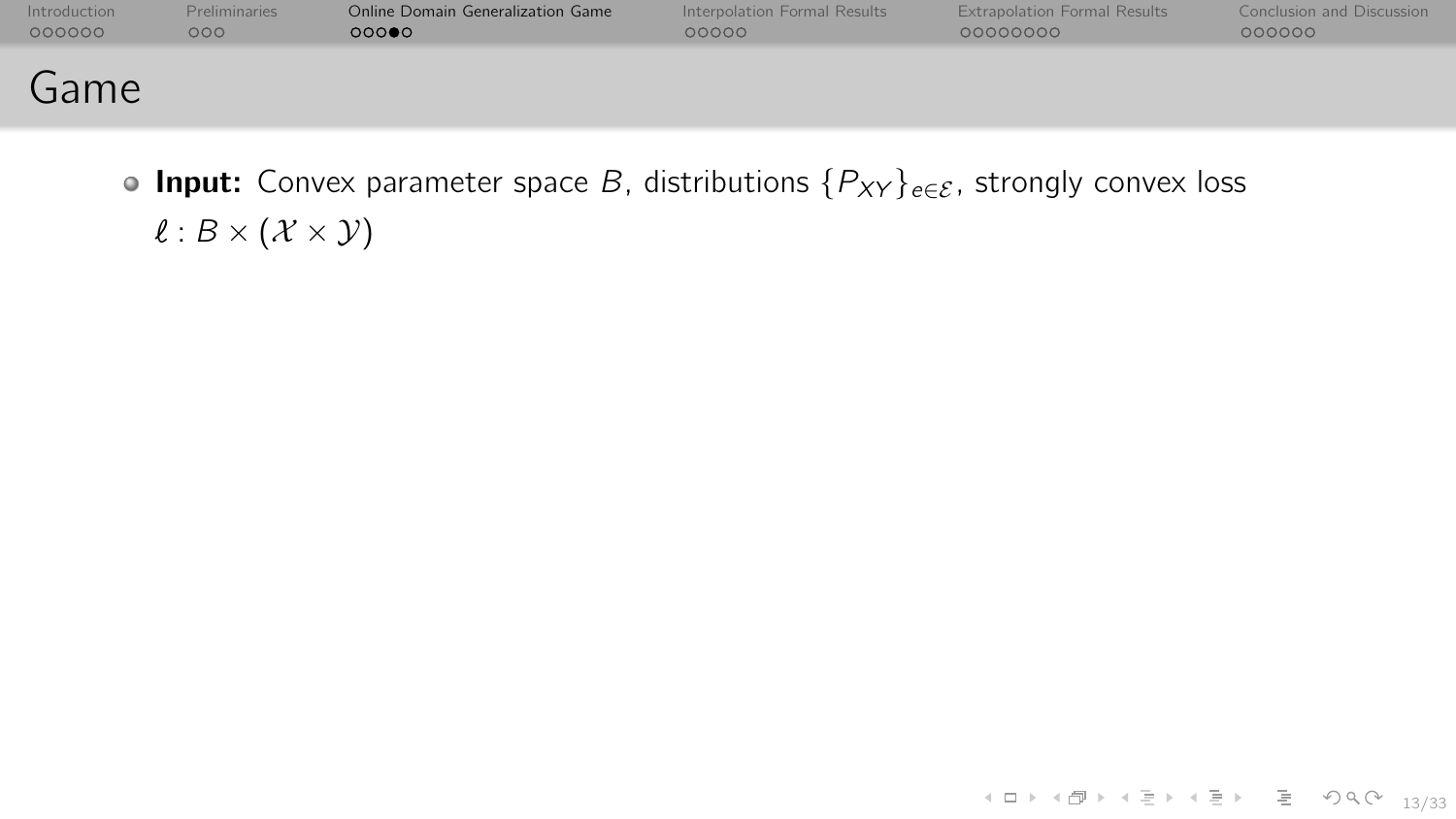## Game

- **Input:** Convex parameter space $B$, distributions $\{P_{XY}\}_{e \in \mathcal{E}}$, strongly convex loss $\ell : B \times (\mathcal{X} \times \mathcal{Y})$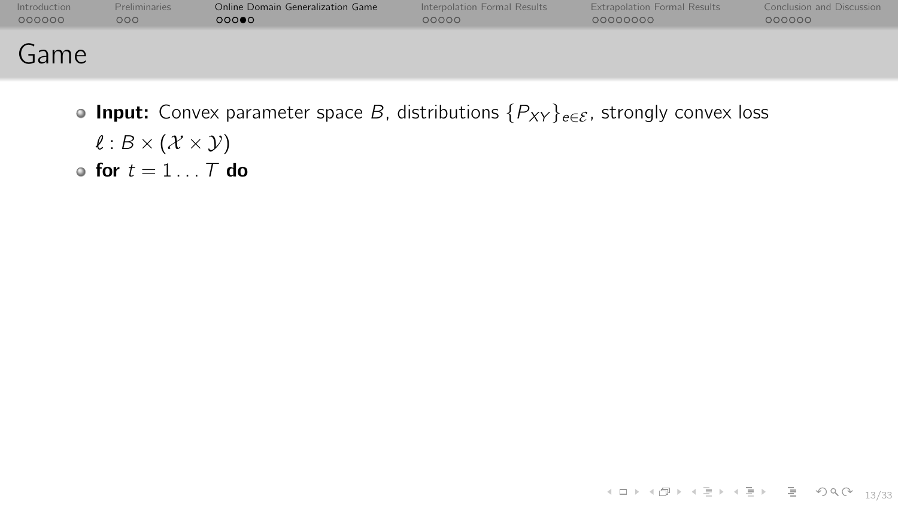# Game

- **Input:** Convex parameter space $B$, distributions $\{P_{XY}\}_{e \in \mathcal{E}}$, strongly convex loss $\ell : B \times (\mathcal{X} \times \mathcal{Y})$
- **for** $t = 1 \ldots T$ **do**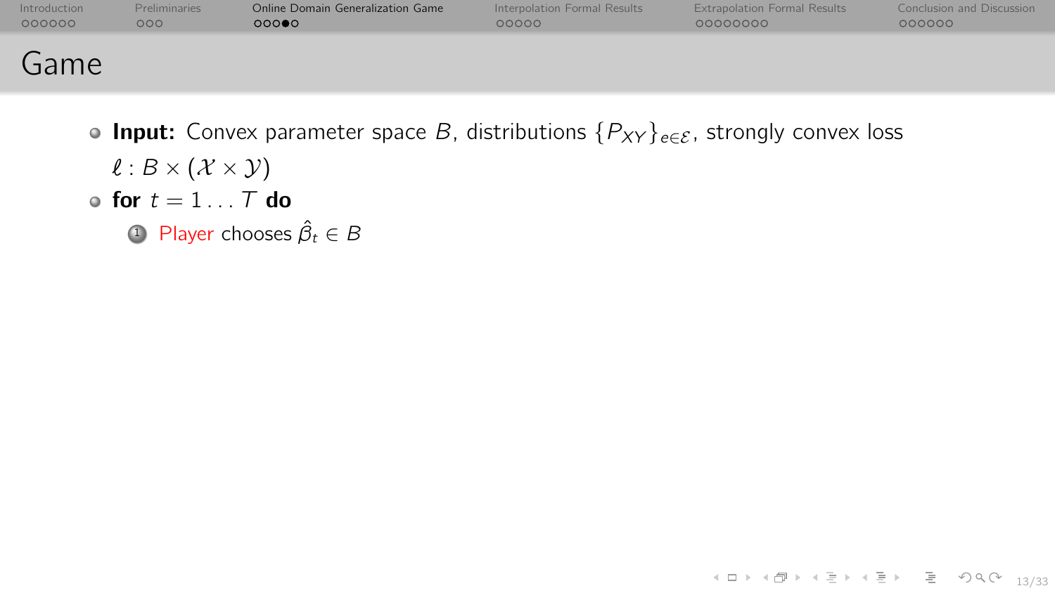# Game

- **Input:** Convex parameter space $B$, distributions $\{P_{XY}\}_{e \in \mathcal{E}}$, strongly convex loss $\ell : B \times (\mathcal{X} \times \mathcal{Y})$
- **for** $t = 1 \ldots T$ **do**
  1. Player chooses $\hat{\beta}_t \in B$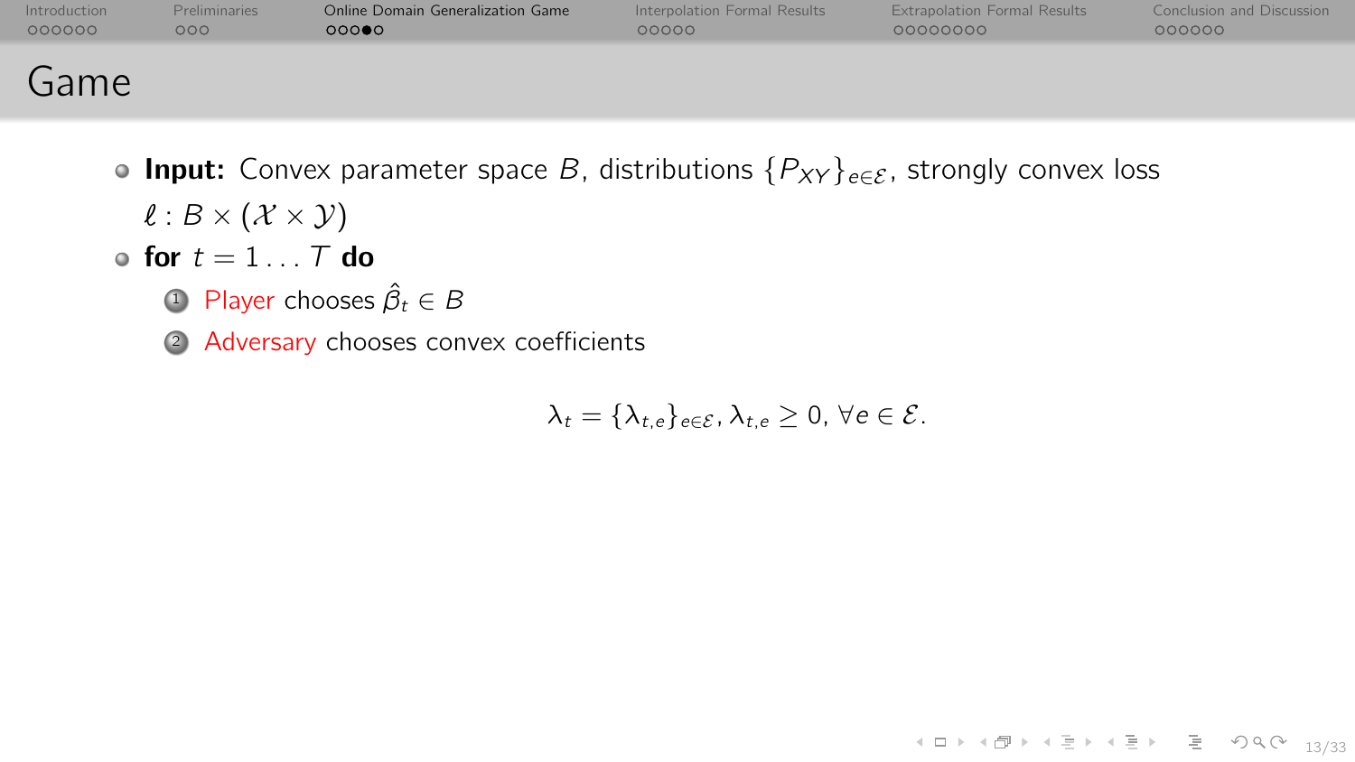# Game

- **Input:** Convex parameter space $B$, distributions $\{P_{XY}\}_{e\in\mathcal{E}}$, strongly convex loss $\ell : B \times (\mathcal{X} \times \mathcal{Y})$
- **for** $t = 1 \ldots T$ **do**
  1. Player chooses $\hat{\beta}_t \in B$
  2. Adversary chooses convex coefficients

$$\lambda_t = \{\lambda_{t,e}\}_{e\in\mathcal{E}}, \lambda_{t,e} \geq 0, \forall e \in \mathcal{E}.$$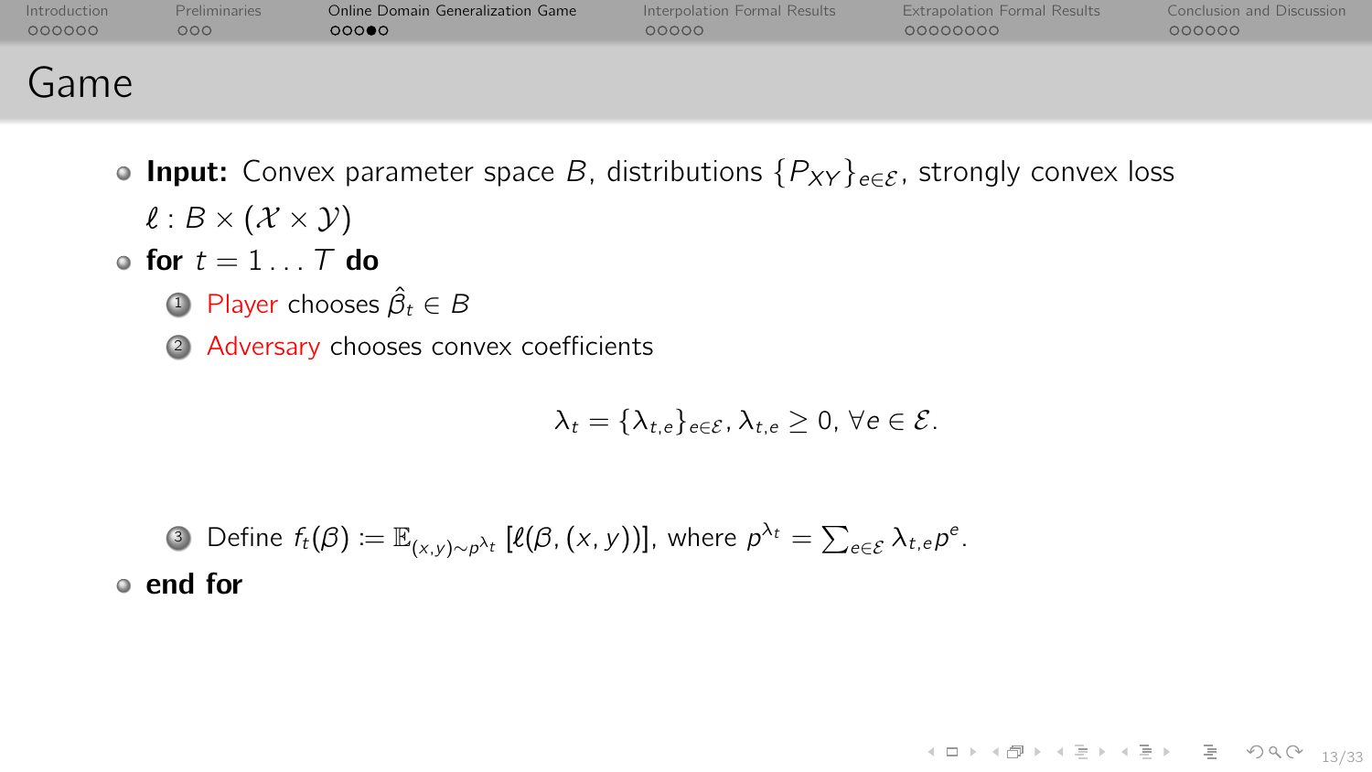# Game

- **Input:** Convex parameter space $B$, distributions $\{P_{XY}\}_{e \in \mathcal{E}}$, strongly convex loss $\ell : B \times (\mathcal{X} \times \mathcal{Y})$
- **for** $t = 1 \ldots T$ **do**
  1. Player chooses $\hat{\beta}_t \in B$
  2. Adversary chooses convex coefficients

$$\lambda_t = \{\lambda_{t,e}\}_{e \in \mathcal{E}}, \lambda_{t,e} \geq 0, \forall e \in \mathcal{E}.$$

  3. Define $f_t(\beta) := \mathbb{E}_{(x,y) \sim p^{\lambda_t}} [\ell(\beta, (x, y))]$, where $p^{\lambda_t} = \sum_{e \in \mathcal{E}} \lambda_{t,e} p^e$.
- **end for**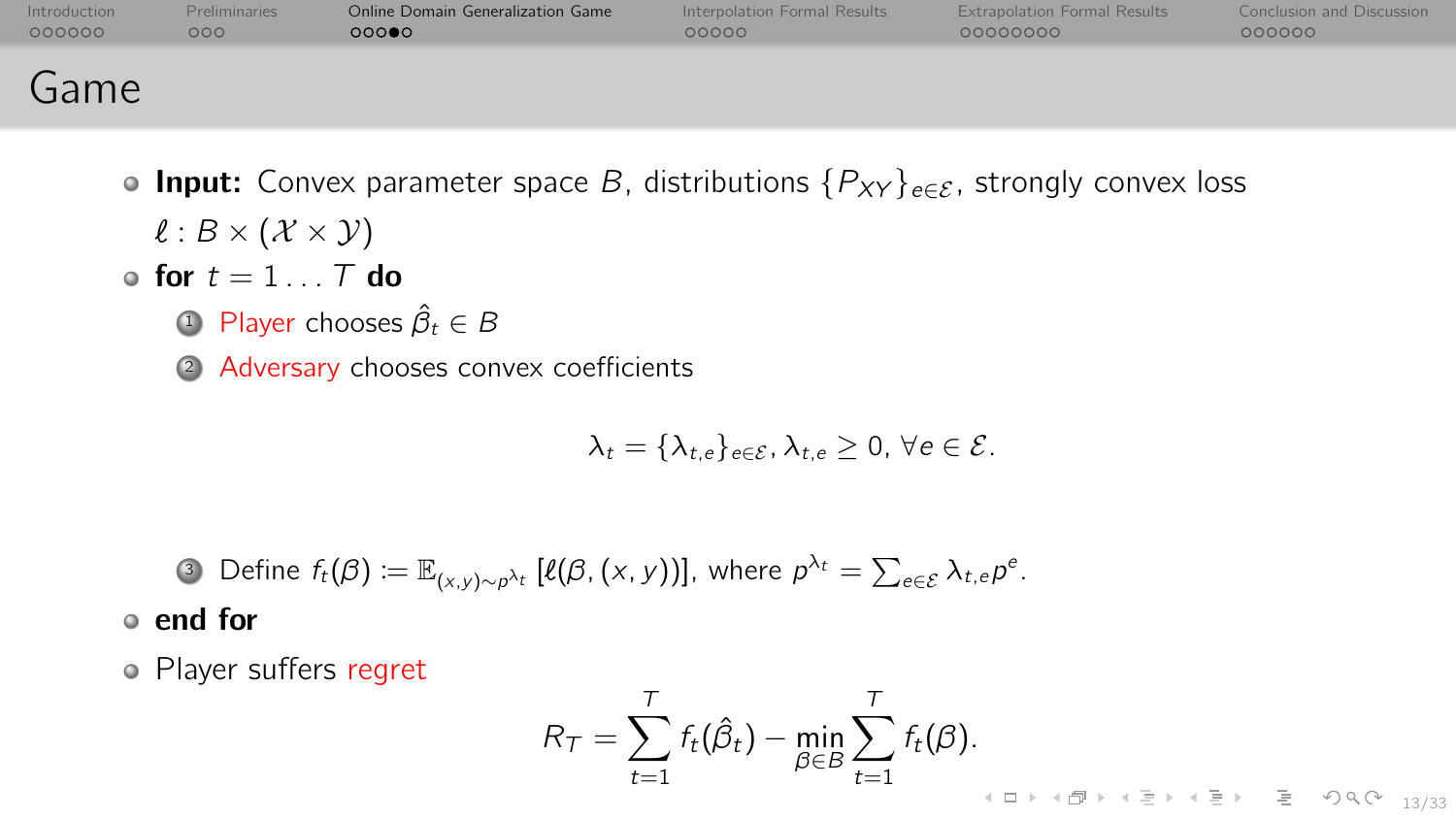# Game

- **Input:** Convex parameter space $B$, distributions $\{P_{XY}\}_{e\in\mathcal{E}}$, strongly convex loss $\ell : B \times (\mathcal{X} \times \mathcal{Y})$
- **for** $t = 1 \ldots T$ **do**
  1. Player chooses $\hat{\beta}_t \in B$
  2. Adversary chooses convex coefficients

$$\lambda_t = \{\lambda_{t,e}\}_{e\in\mathcal{E}}, \lambda_{t,e} \geq 0, \forall e \in \mathcal{E}.$$

  3. Define $f_t(\beta) := \mathbb{E}_{(x,y)\sim p^{\lambda_t}} [\ell(\beta, (x, y))]$, where $p^{\lambda_t} = \sum_{e\in\mathcal{E}} \lambda_{t,e} p^e$.
- **end for**
- Player suffers regret

$$R_T = \sum_{t=1}^{T} f_t(\hat{\beta}_t) - \min_{\beta\in B} \sum_{t=1}^{T} f_t(\beta).$$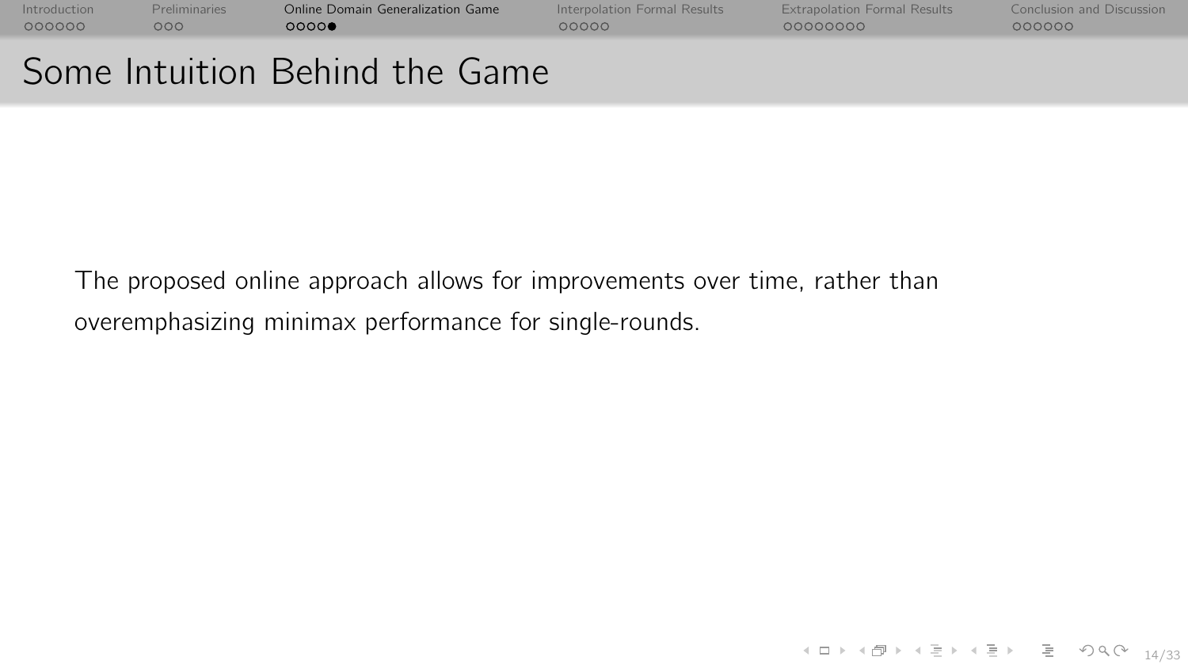# Some Intuition Behind the Game

The proposed online approach allows for improvements over time, rather than overemphasizing minimax performance for single-rounds.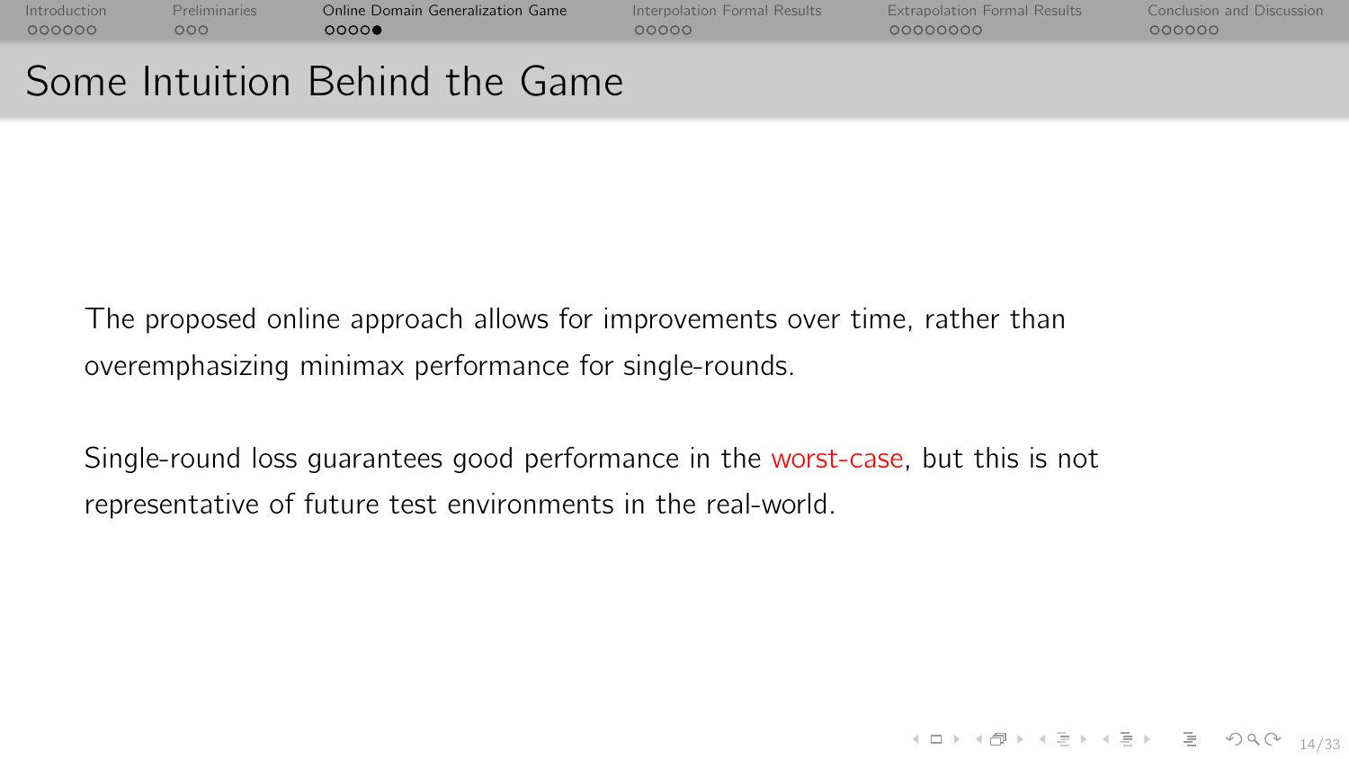# Some Intuition Behind the Game

The proposed online approach allows for improvements over time, rather than overemphasizing minimax performance for single-rounds.

Single-round loss guarantees good performance in the worst-case, but this is not representative of future test environments in the real-world.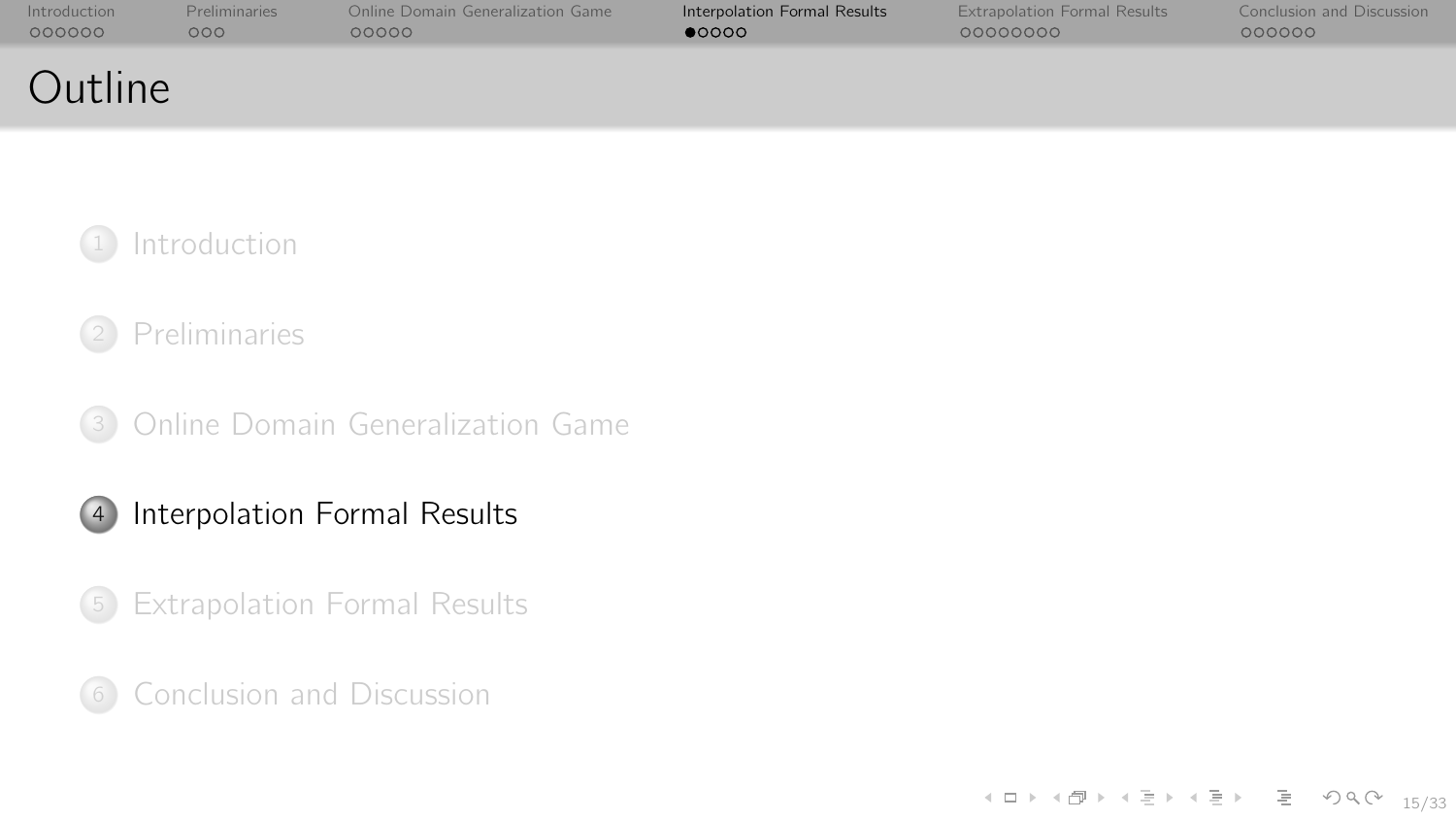# Outline

1. Introduction
2. Preliminaries
3. Online Domain Generalization Game
4. Interpolation Formal Results
5. Extrapolation Formal Results
6. Conclusion and Discussion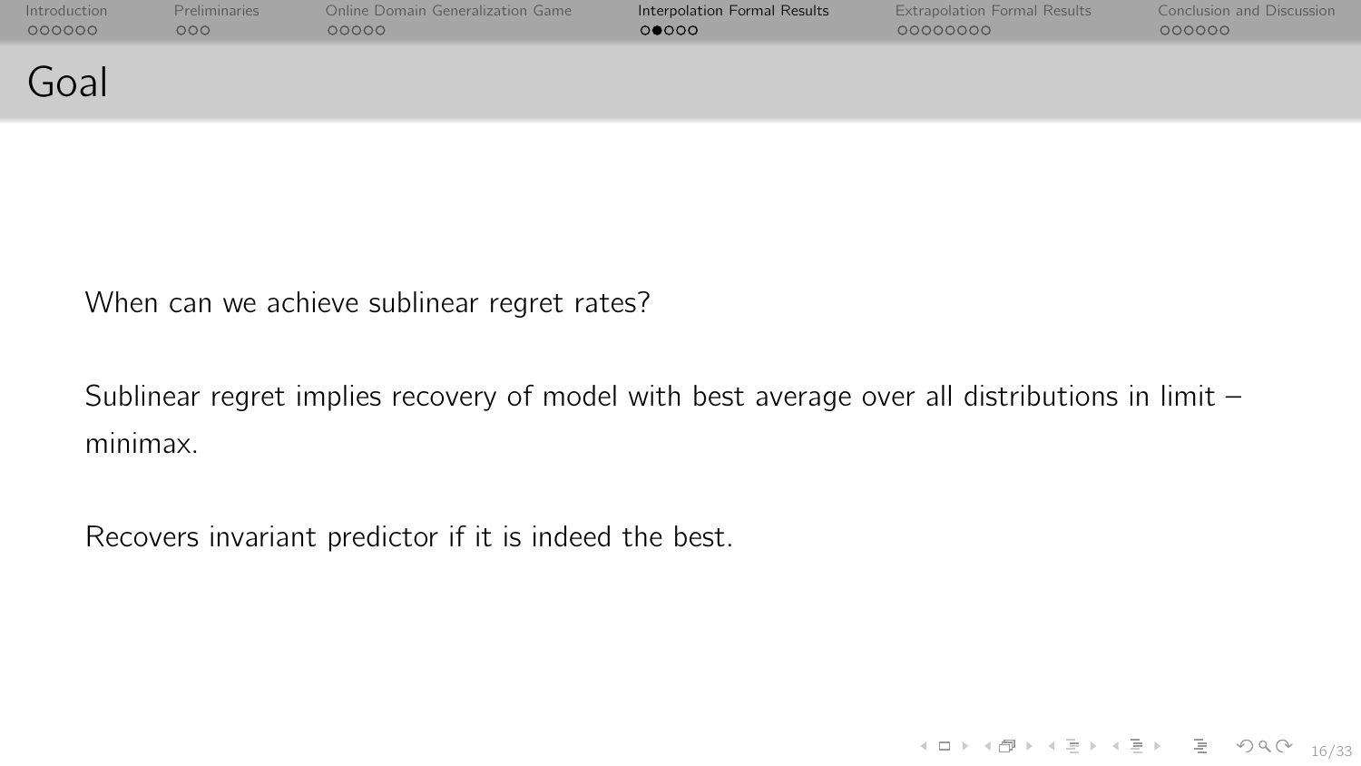# Goal

When can we achieve sublinear regret rates?

Sublinear regret implies recovery of model with best average over all distributions in limit – minimax.

Recovers invariant predictor if it is indeed the best.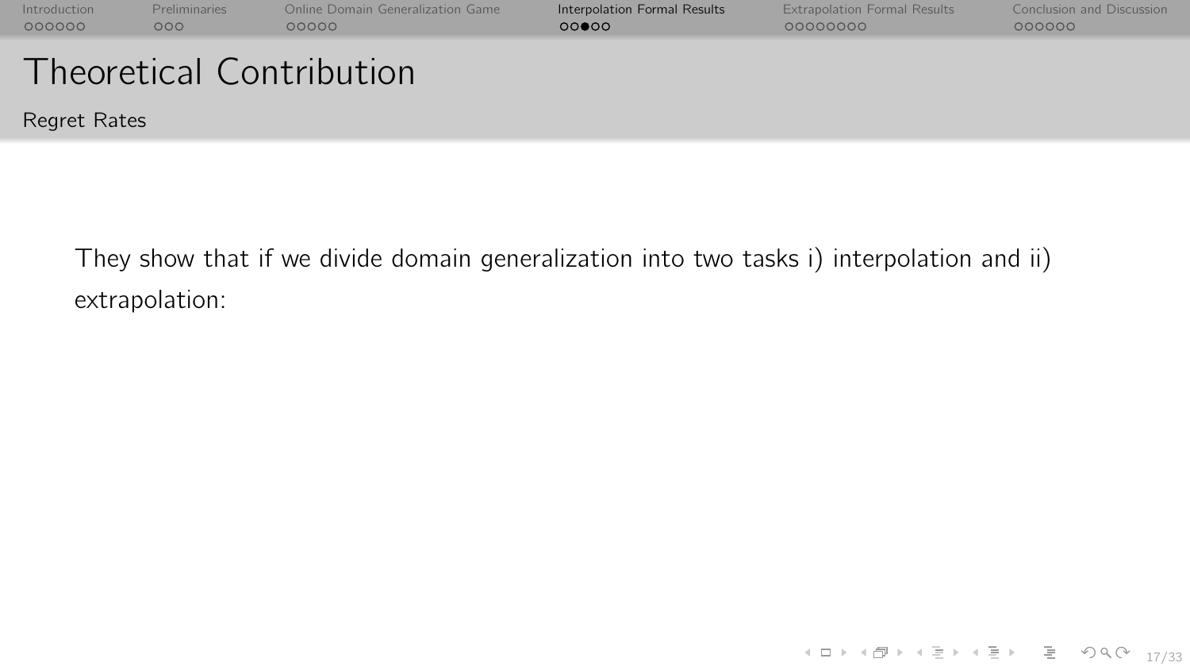# Theoretical Contribution

## Regret Rates

They show that if we divide domain generalization into two tasks i) interpolation and ii) extrapolation: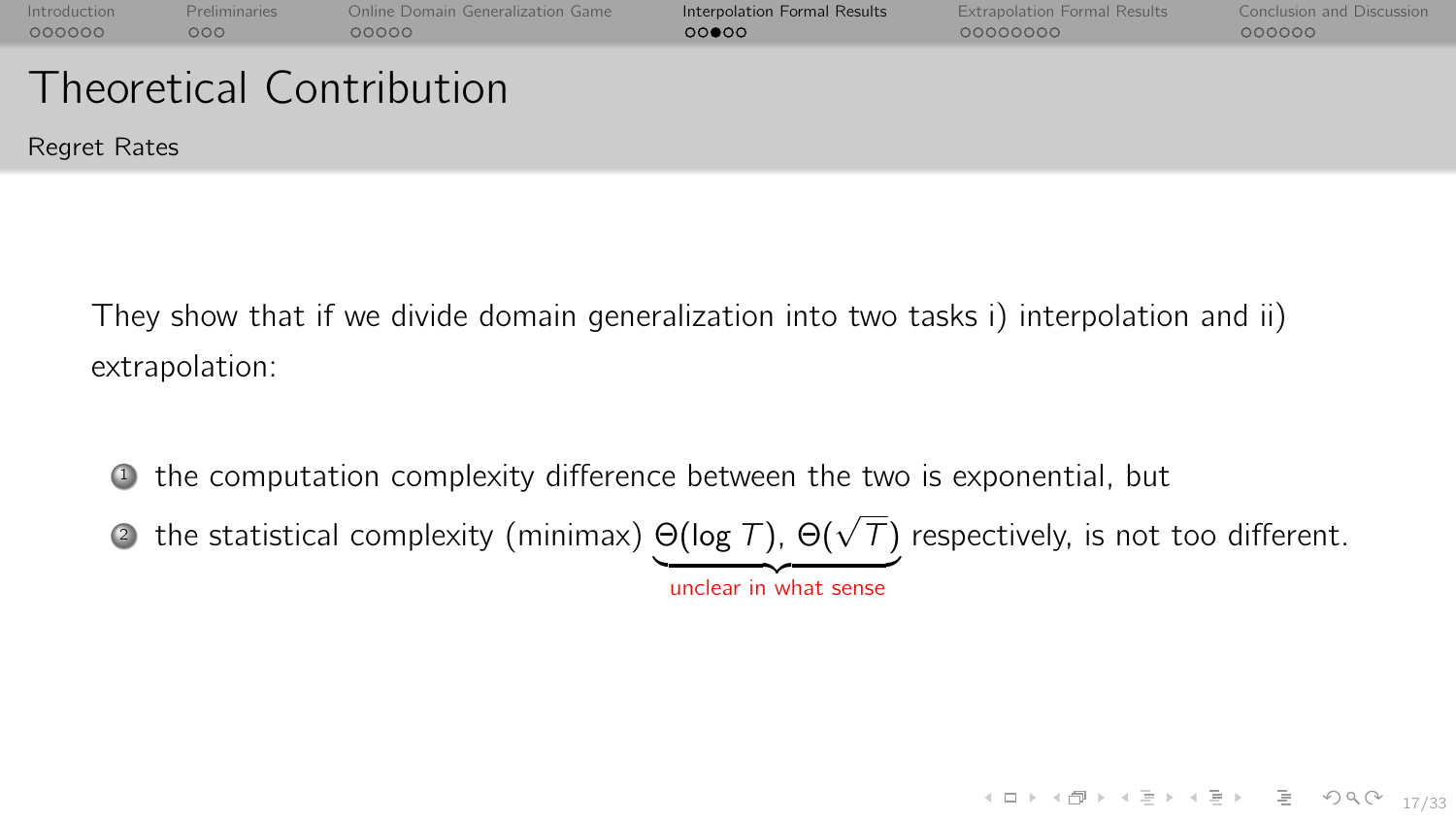# Theoretical Contribution

## Regret Rates

They show that if we divide domain generalization into two tasks i) interpolation and ii) extrapolation:

1. the computation complexity difference between the two is exponential, but
2. the statistical complexity (minimax) $\underbrace{\Theta(\log T), \Theta(\sqrt{T})}_{\text{unclear in what sense}}$ respectively, is not too different.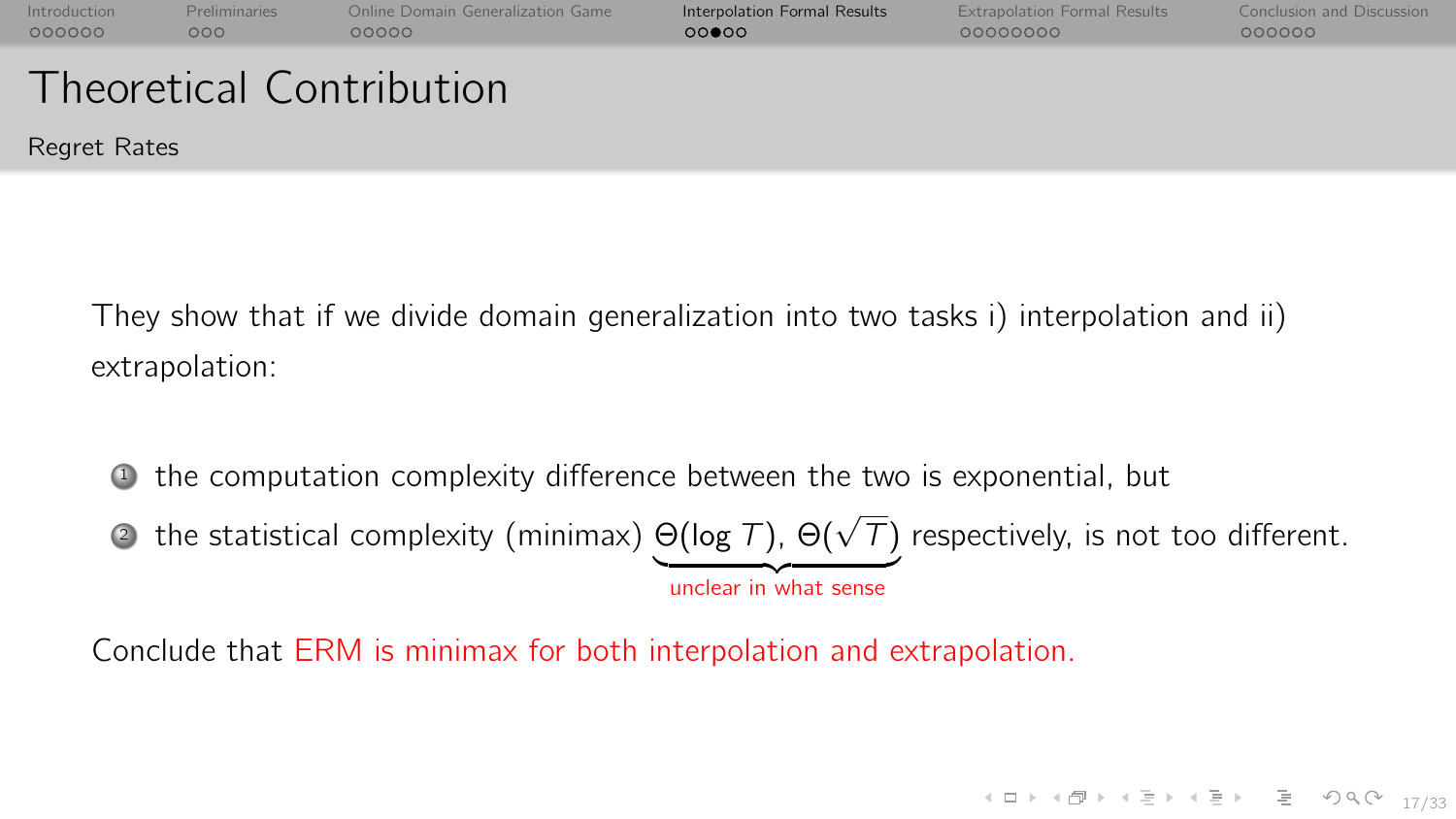# Theoretical Contribution

## Regret Rates

They show that if we divide domain generalization into two tasks i) interpolation and ii) extrapolation:

1. the computation complexity difference between the two is exponential, but
2. the statistical complexity (minimax) $\underbrace{\Theta(\log T), \Theta(\sqrt{T})}_{\text{unclear in what sense}}$ respectively, is not too different.

Conclude that ERM is minimax for both interpolation and extrapolation.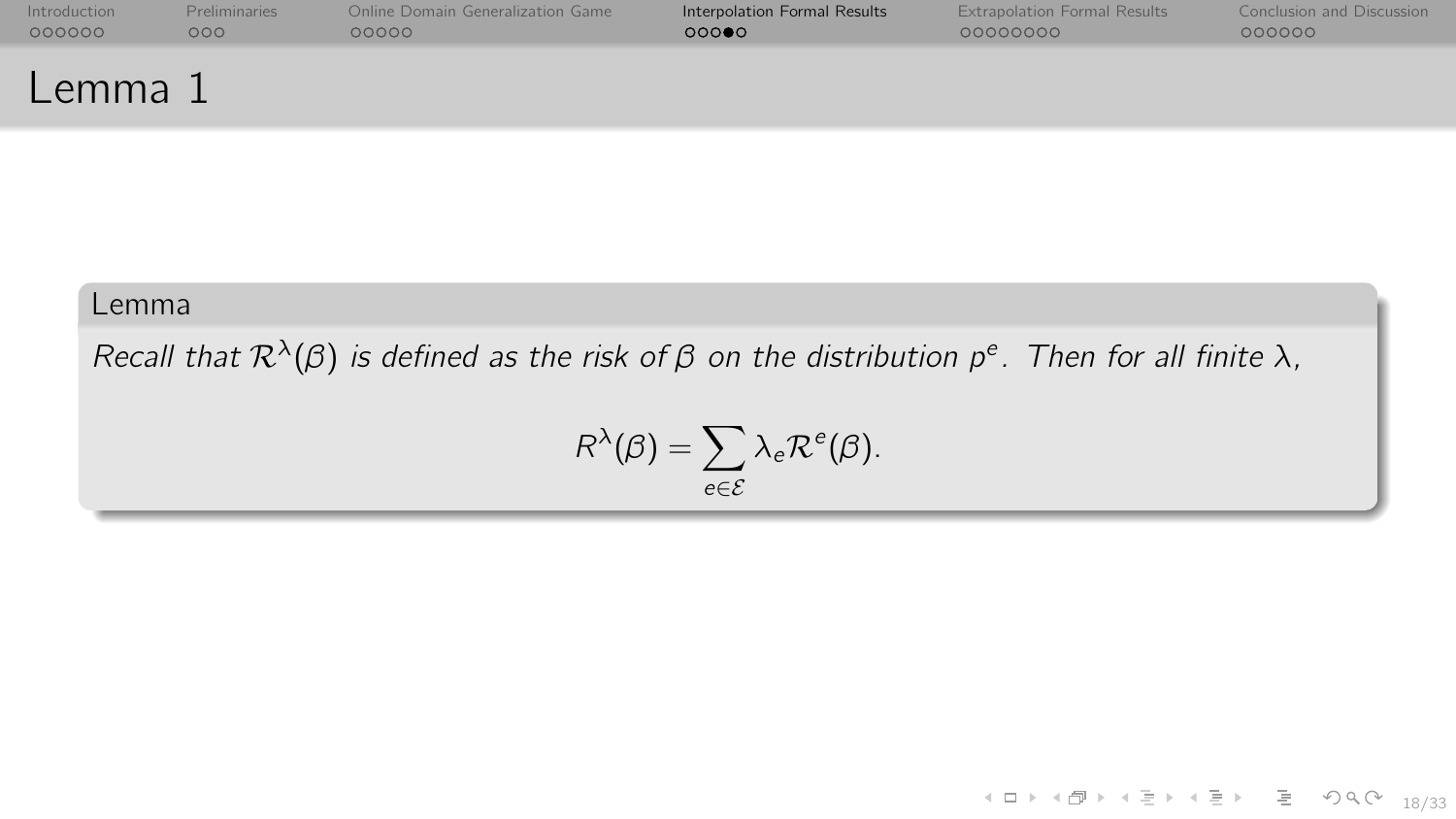# Lemma 1

**Lemma**

*Recall that $\mathcal{R}^{\lambda}(\beta)$ is defined as the risk of $\beta$ on the distribution $p^e$. Then for all finite $\lambda$,*

$$R^{\lambda}(\beta) = \sum_{e \in \mathcal{E}} \lambda_e \mathcal{R}^e(\beta).$$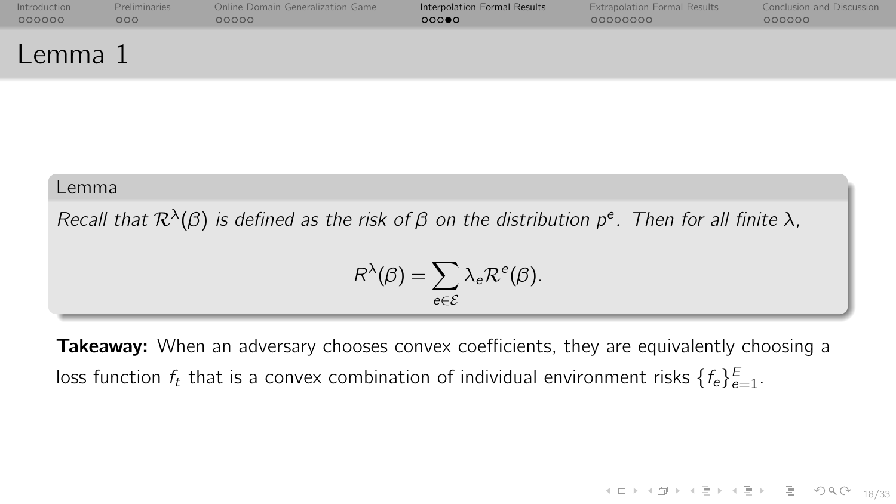# Lemma 1

**Lemma**

*Recall that $\mathcal{R}^{\lambda}(\beta)$ is defined as the risk of $\beta$ on the distribution $p^{e}$. Then for all finite $\lambda$,*

$$R^{\lambda}(\beta) = \sum_{e \in \mathcal{E}} \lambda_e \mathcal{R}^{e}(\beta).$$

**Takeaway:** When an adversary chooses convex coefficients, they are equivalently choosing a loss function $f_t$ that is a convex combination of individual environment risks $\{f_e\}_{e=1}^{E}$.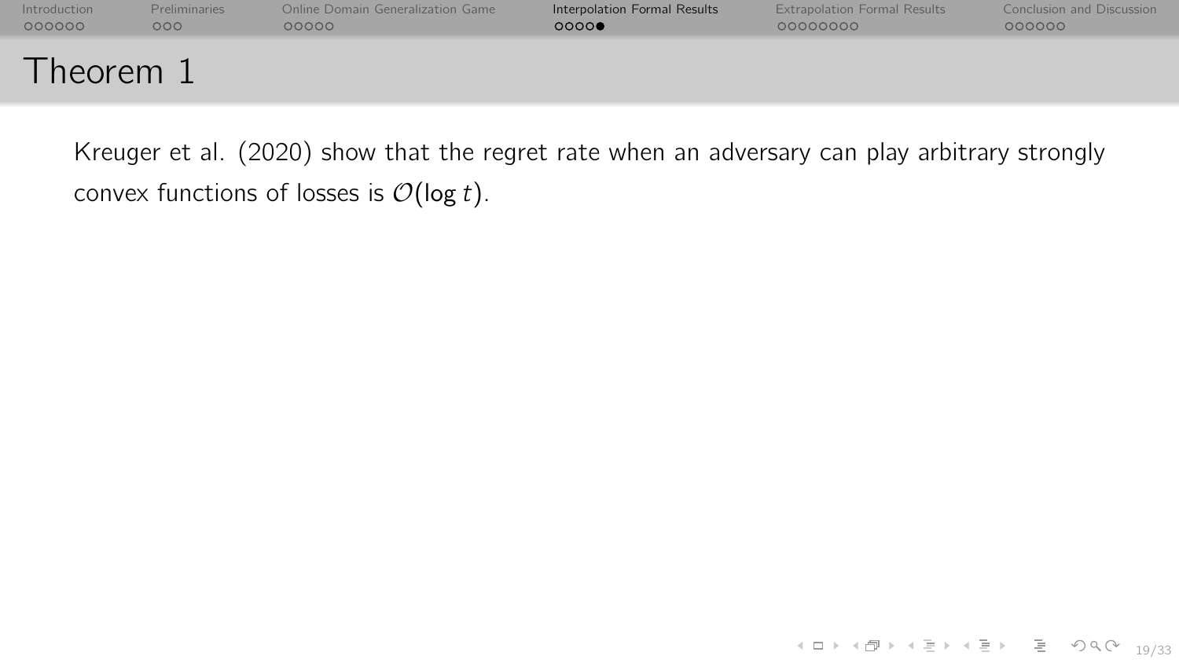# Theorem 1

Kreuger et al. (2020) show that the regret rate when an adversary can play arbitrary strongly convex functions of losses is $\mathcal{O}(\log t)$.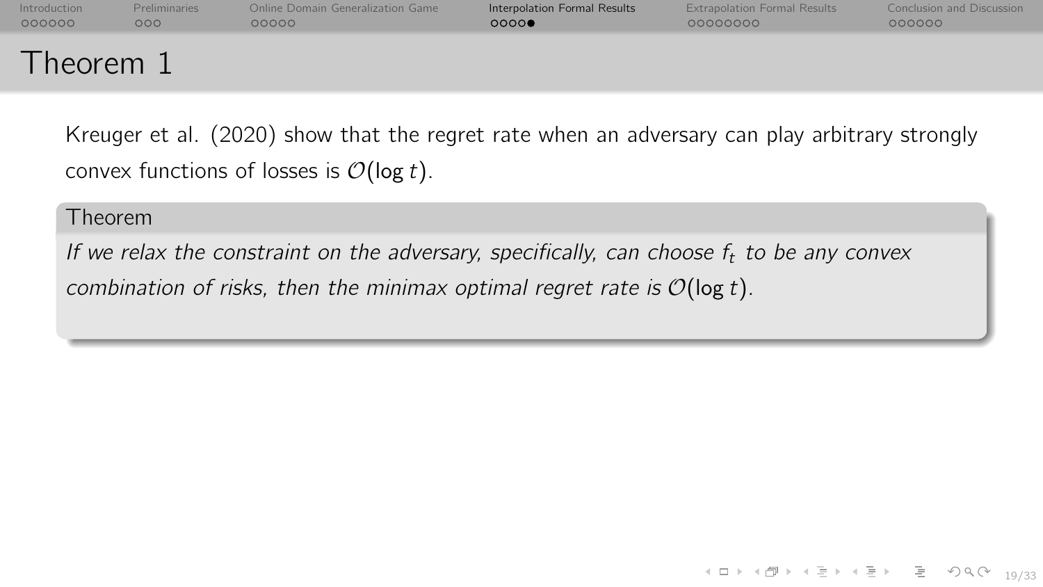# Theorem 1

Kreuger et al. (2020) show that the regret rate when an adversary can play arbitrary strongly convex functions of losses is $\mathcal{O}(\log t)$.

**Theorem**

*If we relax the constraint on the adversary, specifically, can choose $f_t$ to be any convex combination of risks, then the minimax optimal regret rate is $\mathcal{O}(\log t)$.*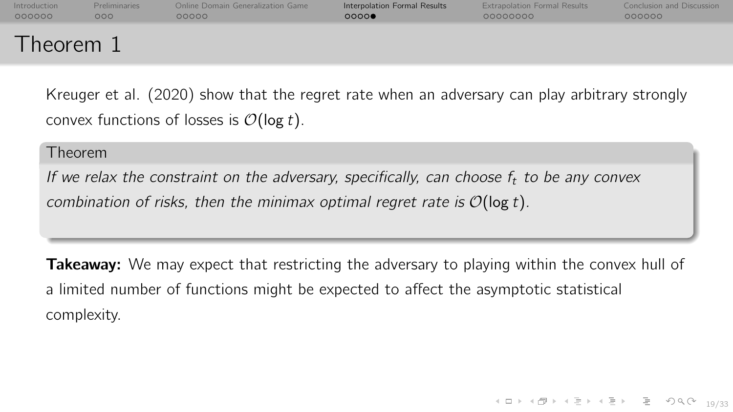# Theorem 1

Kreuger et al. (2020) show that the regret rate when an adversary can play arbitrary strongly convex functions of losses is $\mathcal{O}(\log t)$.

**Theorem**

*If we relax the constraint on the adversary, specifically, can choose $f_t$ to be any convex combination of risks, then the minimax optimal regret rate is $\mathcal{O}(\log t)$.*

**Takeaway:** We may expect that restricting the adversary to playing within the convex hull of a limited number of functions might be expected to affect the asymptotic statistical complexity.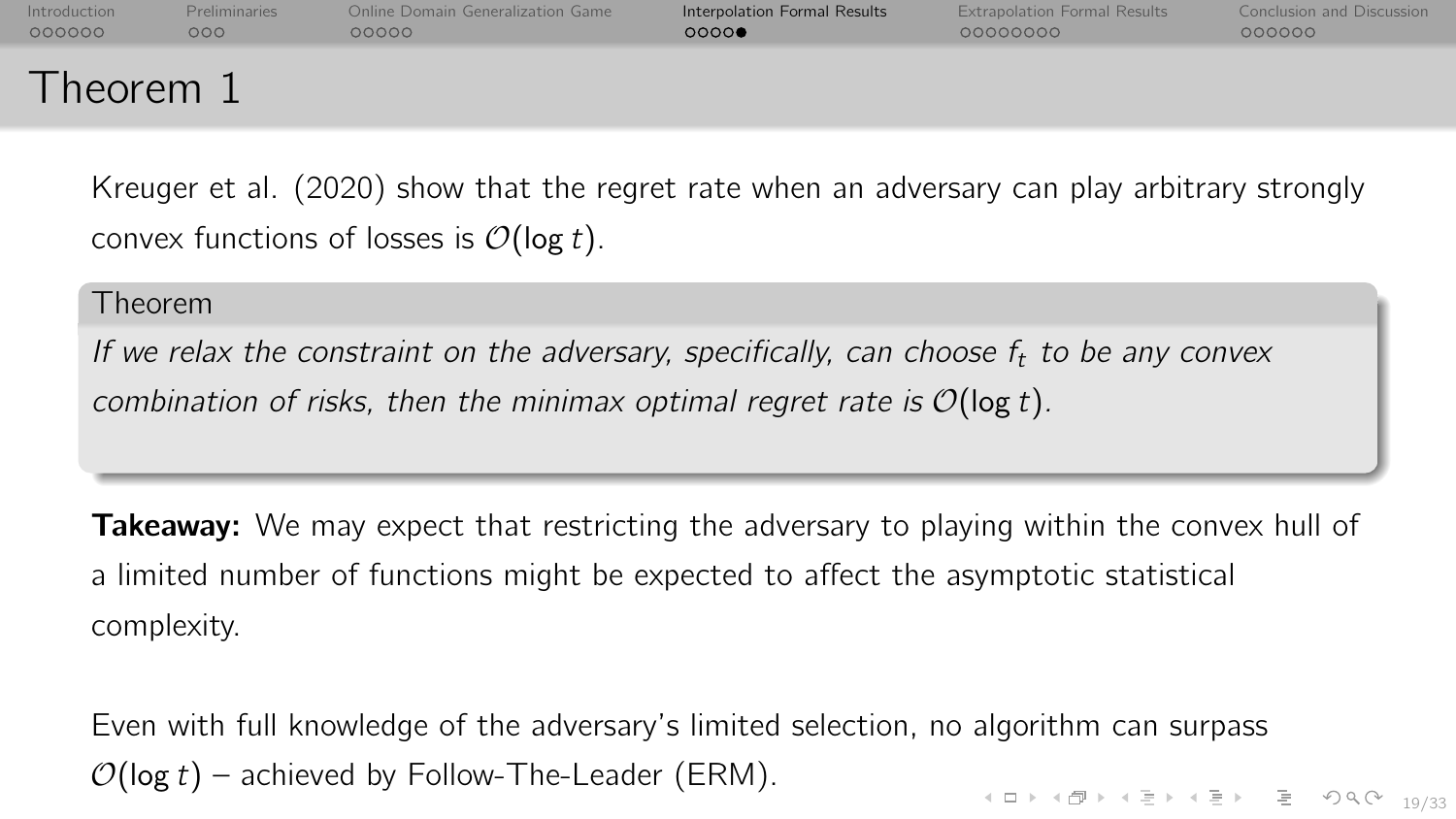# Theorem 1

Kreuger et al. (2020) show that the regret rate when an adversary can play arbitrary strongly convex functions of losses is $\mathcal{O}(\log t)$.

**Theorem**

*If we relax the constraint on the adversary, specifically, can choose $f_t$ to be any convex combination of risks, then the minimax optimal regret rate is $\mathcal{O}(\log t)$.*

**Takeaway:** We may expect that restricting the adversary to playing within the convex hull of a limited number of functions might be expected to affect the asymptotic statistical complexity.

Even with full knowledge of the adversary's limited selection, no algorithm can surpass $\mathcal{O}(\log t)$ – achieved by Follow-The-Leader (ERM).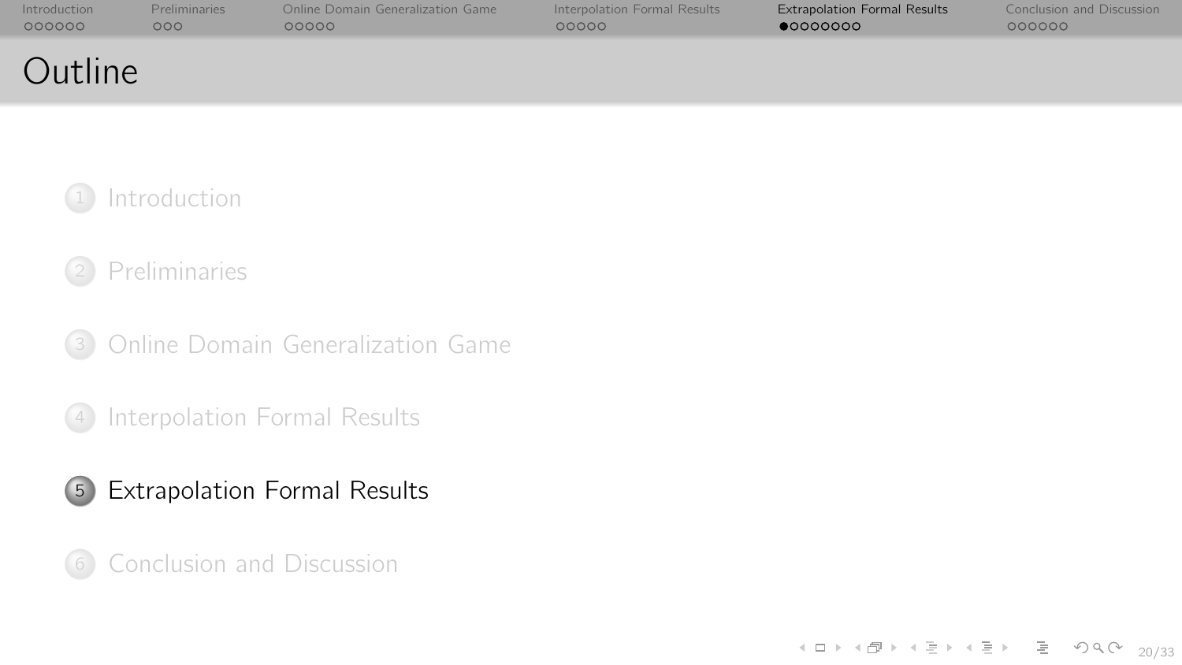# Outline

1. Introduction
2. Preliminaries
3. Online Domain Generalization Game
4. Interpolation Formal Results
5. **Extrapolation Formal Results**
6. Conclusion and Discussion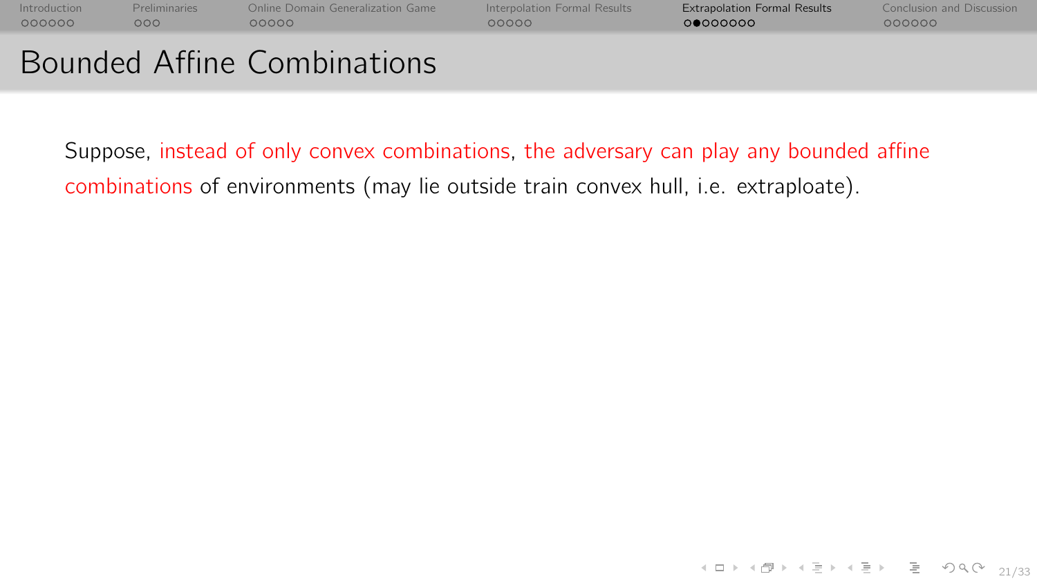# Bounded Affine Combinations

Suppose, instead of only convex combinations, the adversary can play any bounded affine combinations of environments (may lie outside train convex hull, i.e. extraploate).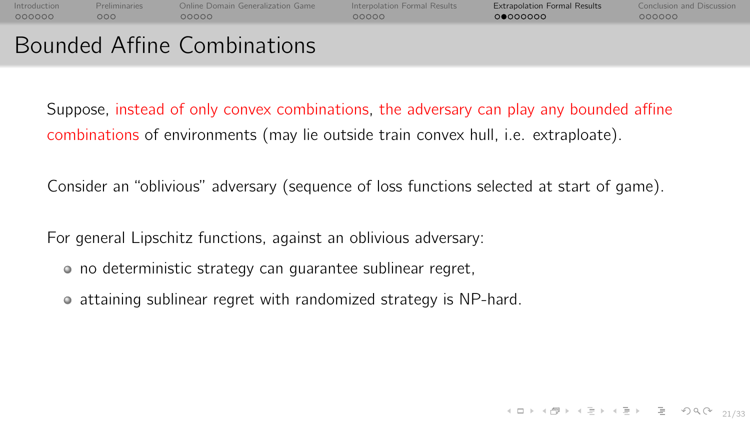# Bounded Affine Combinations

Suppose, instead of only convex combinations, the adversary can play any bounded affine combinations of environments (may lie outside train convex hull, i.e. extraploate).

Consider an “oblivious” adversary (sequence of loss functions selected at start of game).

For general Lipschitz functions, against an oblivious adversary:

- no deterministic strategy can guarantee sublinear regret,
- attaining sublinear regret with randomized strategy is NP-hard.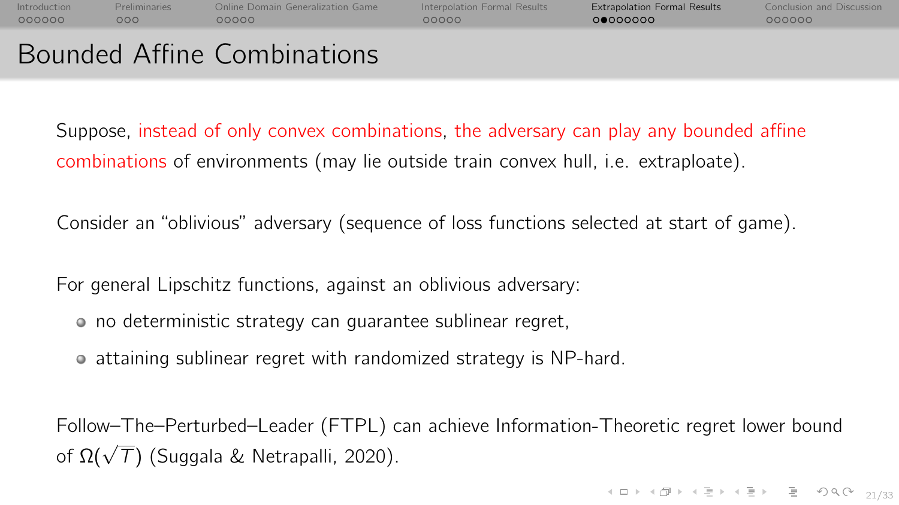# Bounded Affine Combinations

Suppose, instead of only convex combinations, the adversary can play any bounded affine combinations of environments (may lie outside train convex hull, i.e. extraploate).

Consider an "oblivious" adversary (sequence of loss functions selected at start of game).

For general Lipschitz functions, against an oblivious adversary:

- no deterministic strategy can guarantee sublinear regret,
- attaining sublinear regret with randomized strategy is NP-hard.

Follow–The–Perturbed–Leader (FTPL) can achieve Information-Theoretic regret lower bound of $\Omega(\sqrt{T})$ (Suggala & Netrapalli, 2020).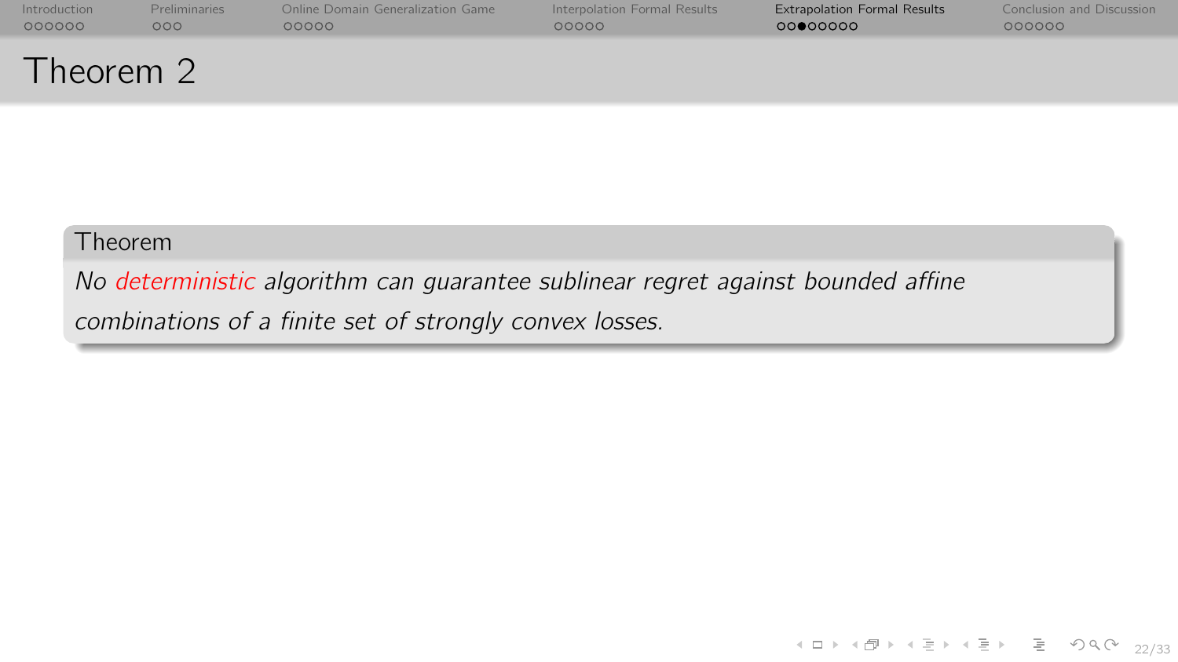# Theorem 2

**Theorem**

*No deterministic algorithm can guarantee sublinear regret against bounded affine combinations of a finite set of strongly convex losses.*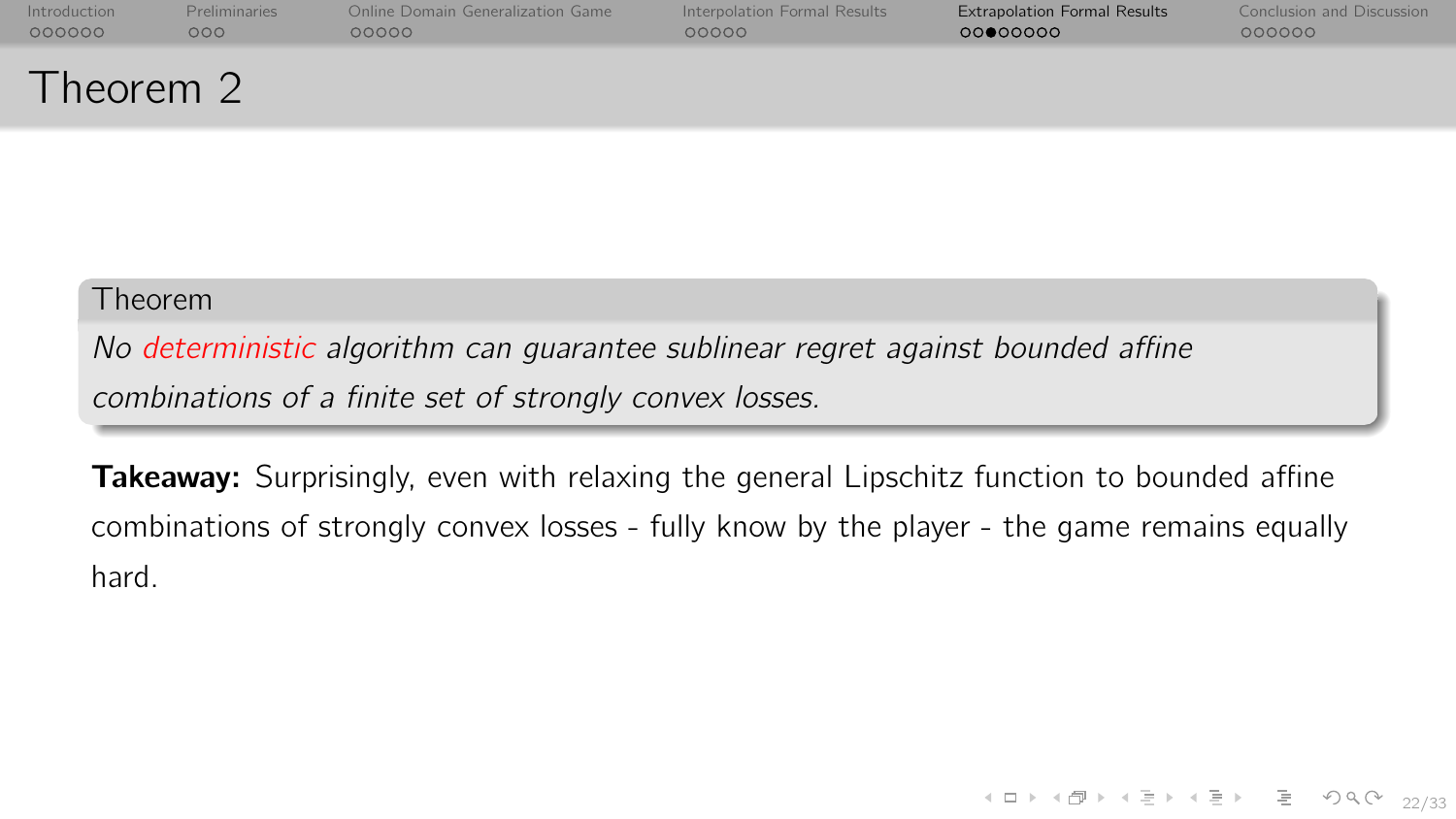# Theorem 2

**Theorem**

*No deterministic algorithm can guarantee sublinear regret against bounded affine combinations of a finite set of strongly convex losses.*

**Takeaway:** Surprisingly, even with relaxing the general Lipschitz function to bounded affine combinations of strongly convex losses - fully know by the player - the game remains equally hard.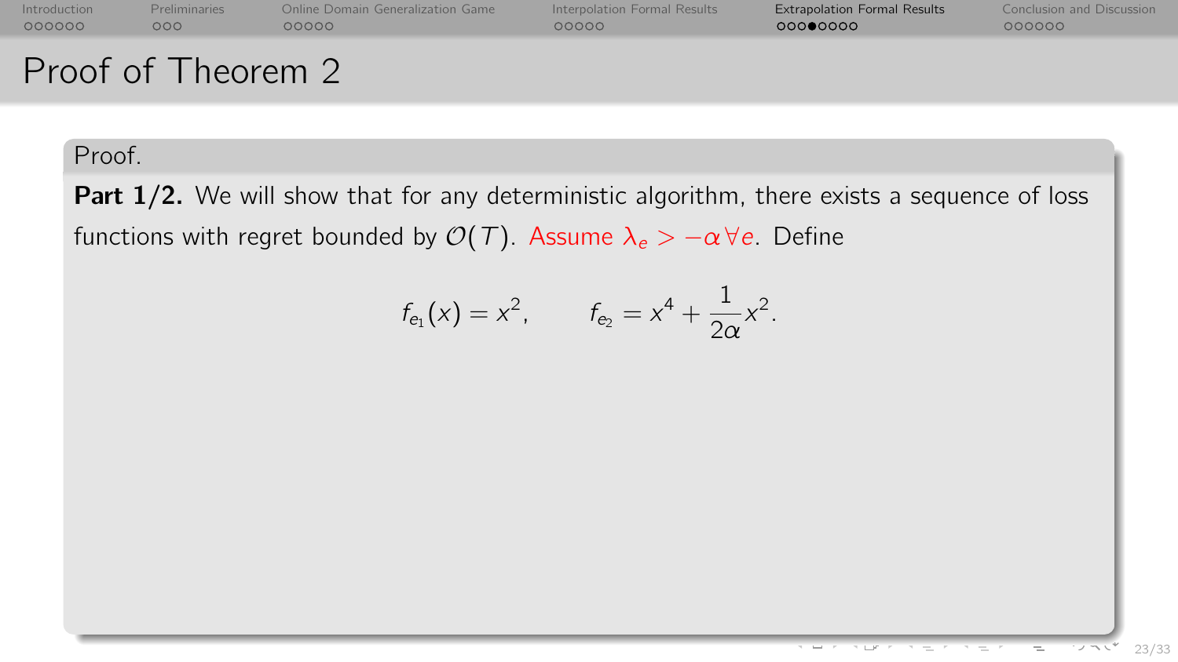# Proof of Theorem 2

Proof.

**Part 1/2.** We will show that for any deterministic algorithm, there exists a sequence of loss functions with regret bounded by $\mathcal{O}(T)$. Assume $\lambda_e > -\alpha \, \forall e$. Define

$$f_{e_1}(x) = x^2, \qquad f_{e_2} = x^4 + \frac{1}{2\alpha}x^2.$$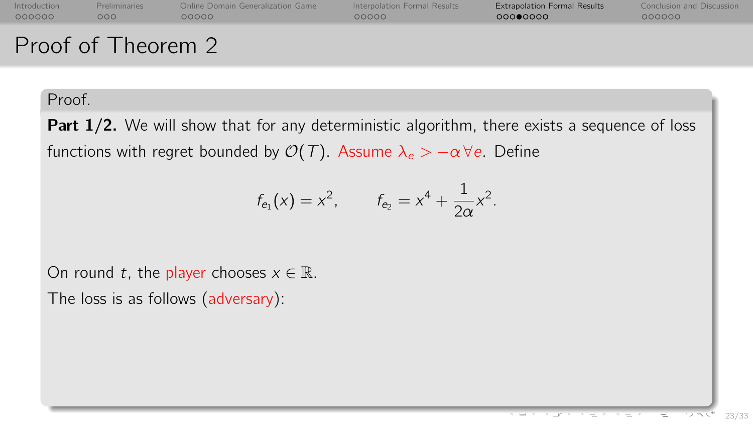# Proof of Theorem 2

Proof.

**Part 1/2.** We will show that for any deterministic algorithm, there exists a sequence of loss functions with regret bounded by $\mathcal{O}(T)$. Assume $\lambda_e > -\alpha \, \forall e$. Define

$$f_{e_1}(x) = x^2, \qquad f_{e_2} = x^4 + \frac{1}{2\alpha}x^2.$$

On round $t$, the player chooses $x \in \mathbb{R}$.

The loss is as follows (adversary):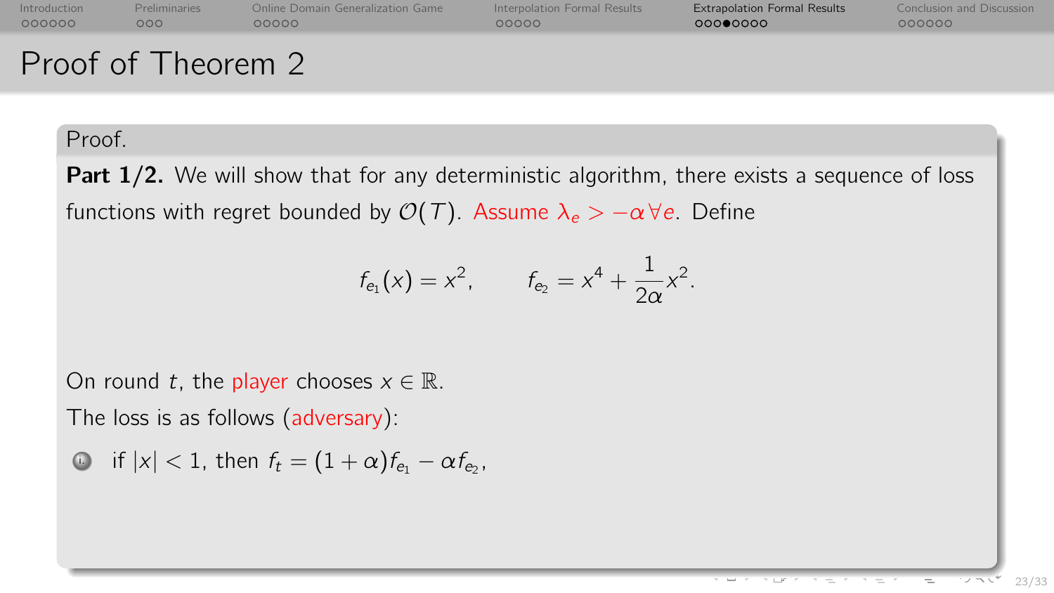# Proof of Theorem 2

Proof.

**Part 1/2.** We will show that for any deterministic algorithm, there exists a sequence of loss functions with regret bounded by $\mathcal{O}(T)$. Assume $\lambda_e > -\alpha \, \forall e$. Define

$$f_{e_1}(x) = x^2, \qquad f_{e_2} = x^4 + \frac{1}{2\alpha}x^2.$$

On round $t$, the player chooses $x \in \mathbb{R}$.

The loss is as follows (adversary):

1. if $|x| < 1$, then $f_t = (1+\alpha)f_{e_1} - \alpha f_{e_2}$,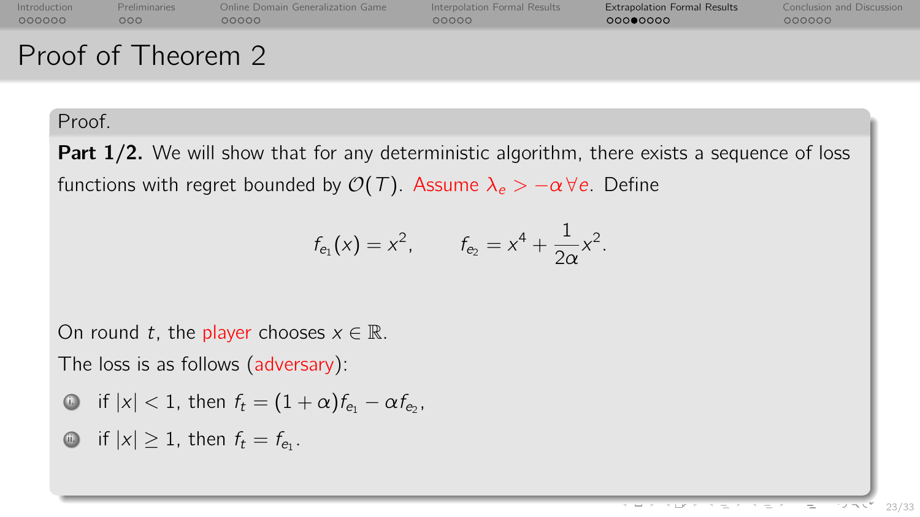# Proof of Theorem 2

Proof.

**Part 1/2.** We will show that for any deterministic algorithm, there exists a sequence of loss functions with regret bounded by $\mathcal{O}(T)$. Assume $\lambda_e > -\alpha \, \forall e$. Define

$$f_{e_1}(x) = x^2, \qquad f_{e_2} = x^4 + \frac{1}{2\alpha}x^2.$$

On round $t$, the player chooses $x \in \mathbb{R}$.

The loss is as follows (adversary):

1. if $|x| < 1$, then $f_t = (1+\alpha)f_{e_1} - \alpha f_{e_2}$,
2. if $|x| \geq 1$, then $f_t = f_{e_1}$.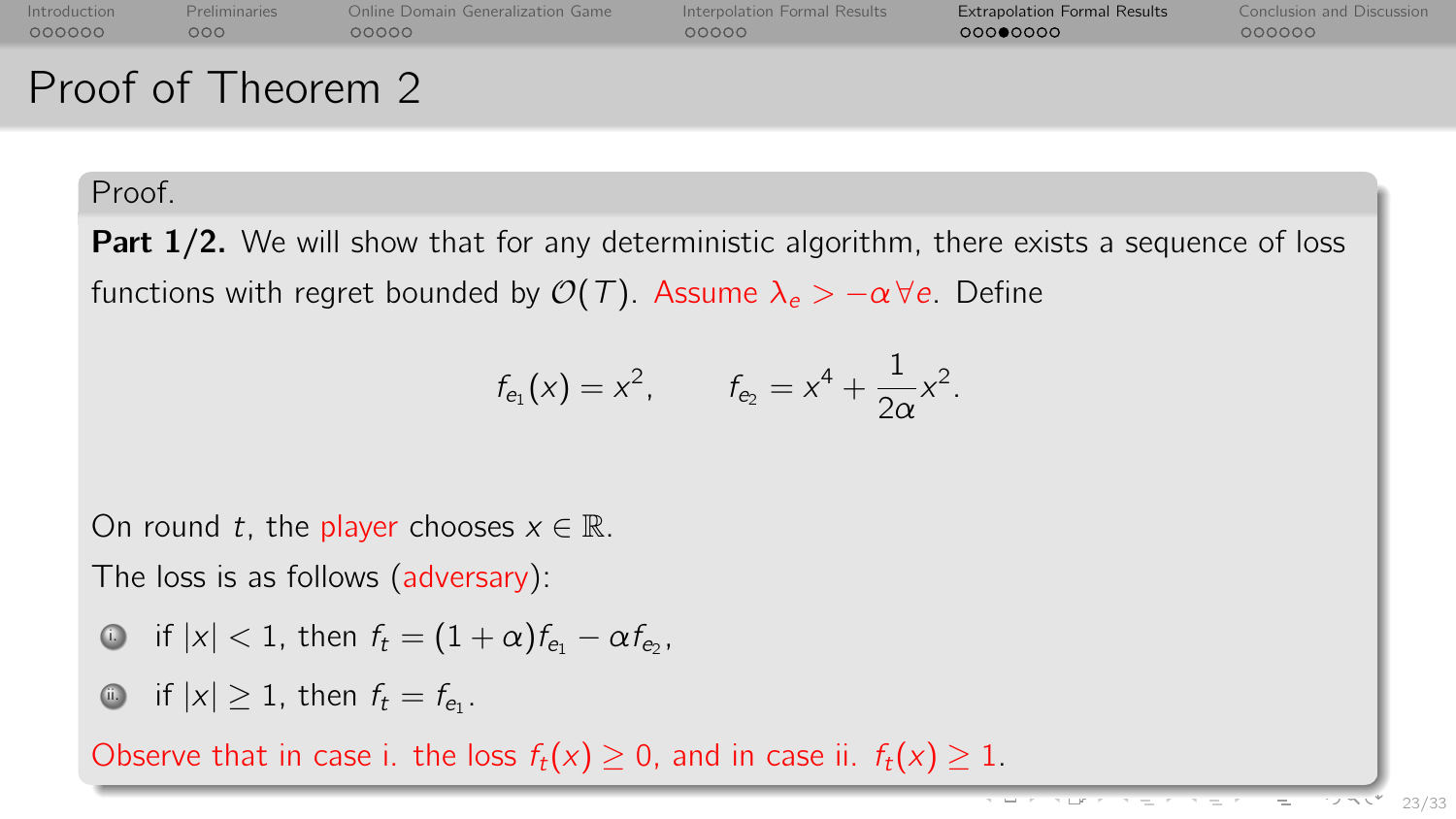# Proof of Theorem 2

Proof.

**Part 1/2.** We will show that for any deterministic algorithm, there exists a sequence of loss functions with regret bounded by $\mathcal{O}(T)$. Assume $\lambda_e > -\alpha \, \forall e$. Define

$$f_{e_1}(x) = x^2, \qquad f_{e_2} = x^4 + \frac{1}{2\alpha}x^2.$$

On round $t$, the player chooses $x \in \mathbb{R}$.

The loss is as follows (adversary):

1. if $|x| < 1$, then $f_t = (1+\alpha)f_{e_1} - \alpha f_{e_2}$,
2. if $|x| \geq 1$, then $f_t = f_{e_1}$.

Observe that in case i. the loss $f_t(x) \geq 0$, and in case ii. $f_t(x) \geq 1$.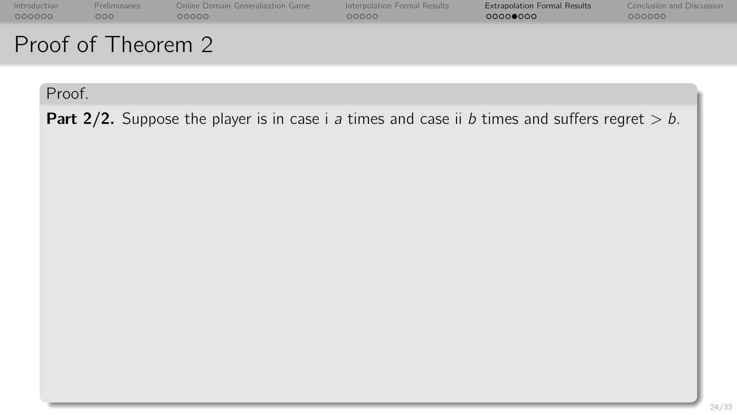# Proof of Theorem 2

Proof.

**Part 2/2.** Suppose the player is in case i $a$ times and case ii $b$ times and suffers regret $> b$.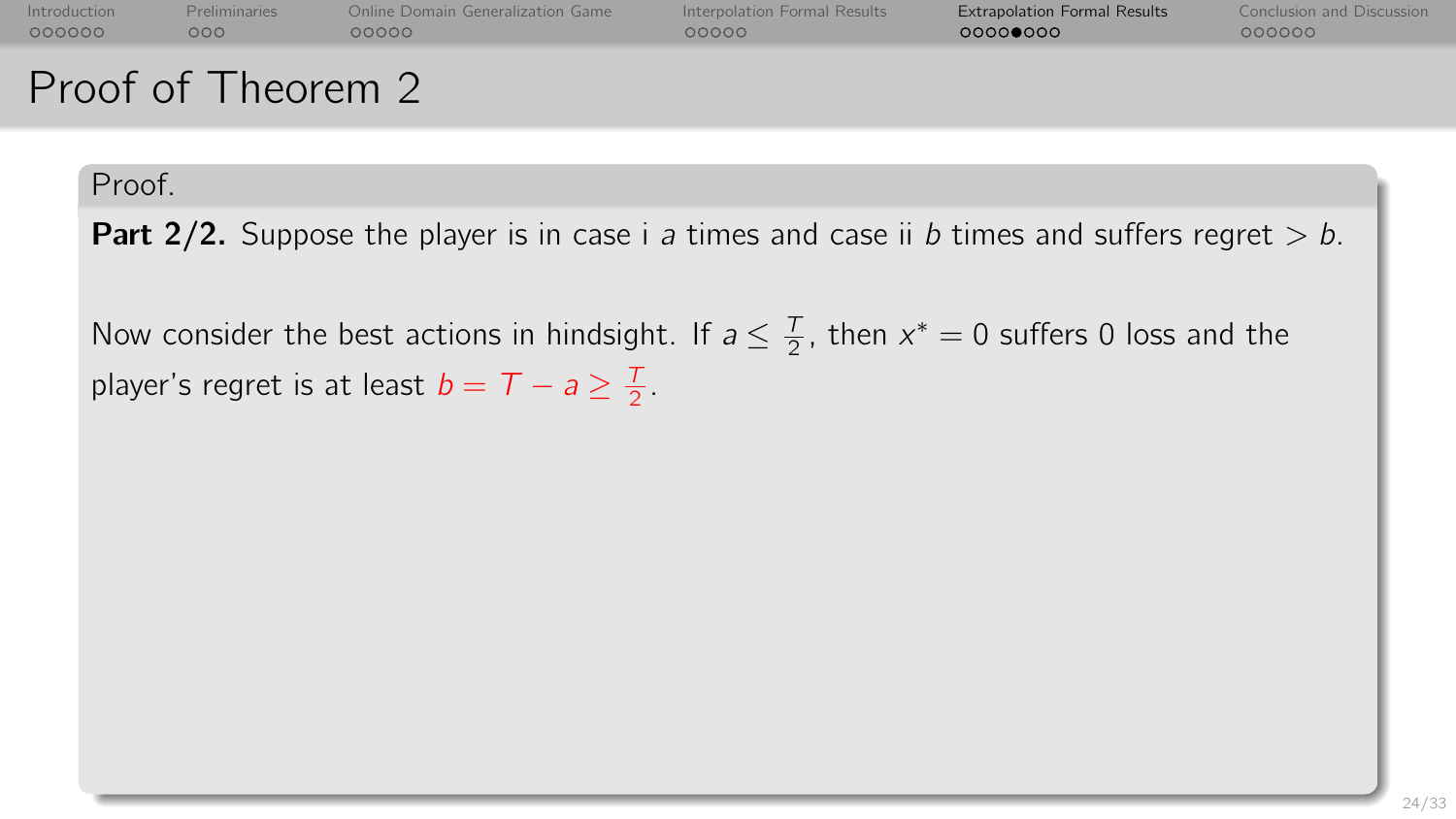## Proof of Theorem 2

Proof.

**Part 2/2.** Suppose the player is in case i $a$ times and case ii $b$ times and suffers regret $> b$.

Now consider the best actions in hindsight. If $a \leq \frac{T}{2}$, then $x^* = 0$ suffers 0 loss and the player's regret is at least $b = T - a \geq \frac{T}{2}$.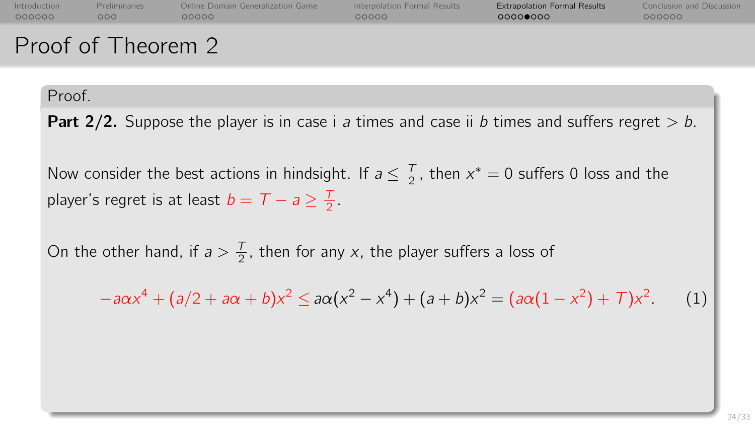# Proof of Theorem 2

Proof.

**Part 2/2.** Suppose the player is in case i $a$ times and case ii $b$ times and suffers regret $> b$.

Now consider the best actions in hindsight. If $a \leq \frac{T}{2}$, then $x^* = 0$ suffers 0 loss and the player's regret is at least $b = T - a \geq \frac{T}{2}$.

On the other hand, if $a > \frac{T}{2}$, then for any $x$, the player suffers a loss of

$$-a\alpha x^4 + (a/2 + a\alpha + b)x^2 \leq a\alpha(x^2 - x^4) + (a+b)x^2 = (a\alpha(1 - x^2) + T)x^2. \quad (1)$$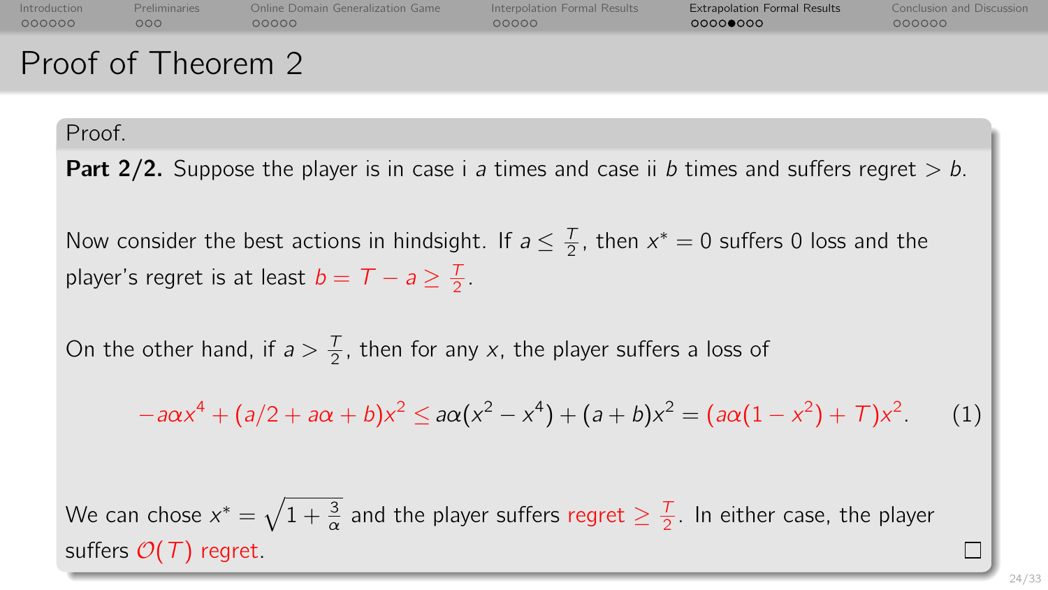# Proof of Theorem 2

Proof.

**Part 2/2.** Suppose the player is in case i $a$ times and case ii $b$ times and suffers regret $> b$.

Now consider the best actions in hindsight. If $a \leq \frac{T}{2}$, then $x^* = 0$ suffers 0 loss and the player's regret is at least $b = T - a \geq \frac{T}{2}$.

On the other hand, if $a > \frac{T}{2}$, then for any $x$, the player suffers a loss of

$$-a\alpha x^4 + (a/2 + a\alpha + b)x^2 \leq a\alpha(x^2 - x^4) + (a+b)x^2 = (a\alpha(1 - x^2) + T)x^2. \quad (1)$$

We can chose $x^* = \sqrt{1 + \frac{3}{\alpha}}$ and the player suffers regret $\geq \frac{T}{2}$. In either case, the player suffers $\mathcal{O}(T)$ regret. □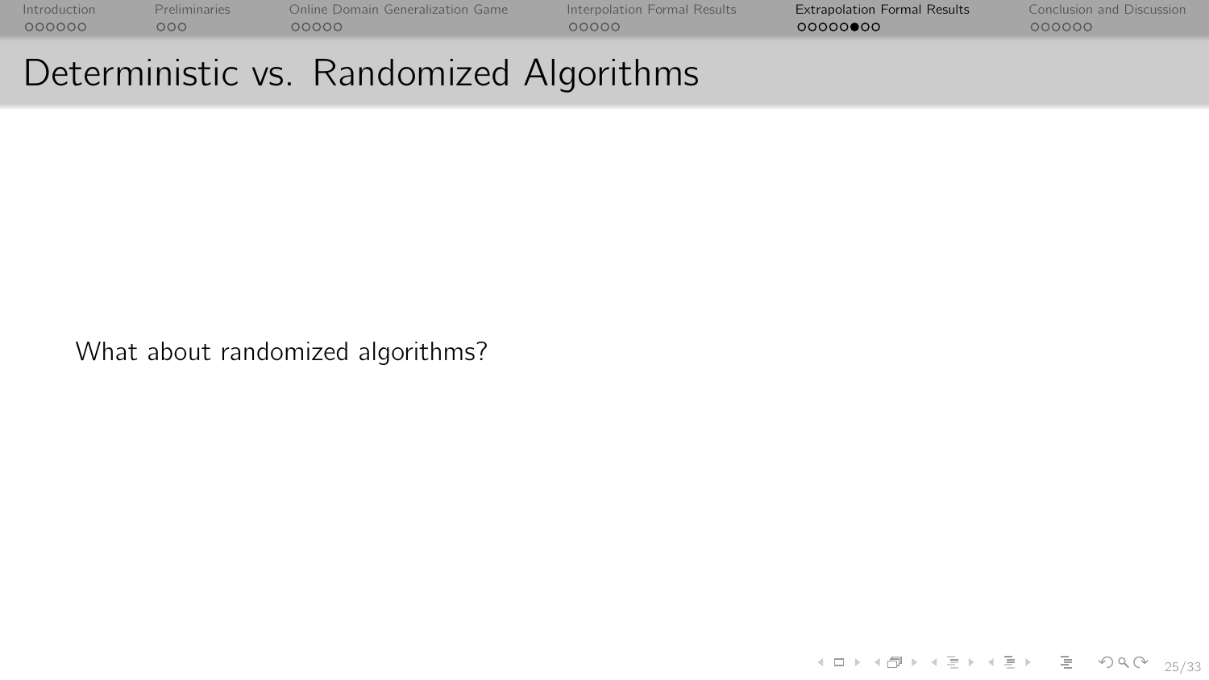# Deterministic vs. Randomized Algorithms

What about randomized algorithms?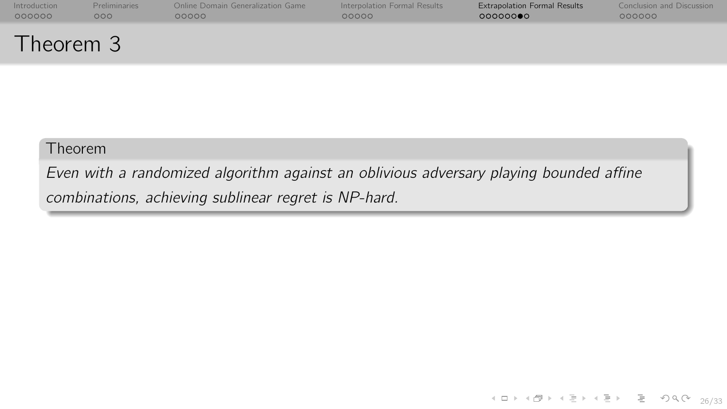# Theorem 3

**Theorem**

*Even with a randomized algorithm against an oblivious adversary playing bounded affine combinations, achieving sublinear regret is NP-hard.*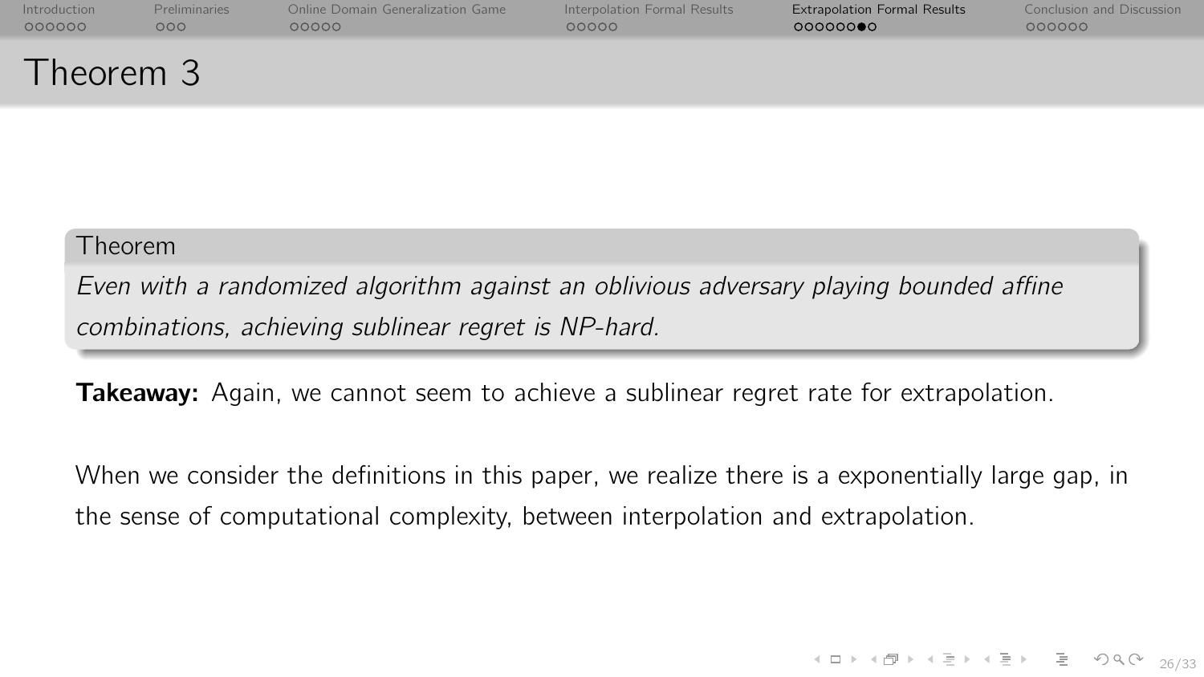# Theorem 3

**Theorem**

*Even with a randomized algorithm against an oblivious adversary playing bounded affine combinations, achieving sublinear regret is NP-hard.*

**Takeaway:** Again, we cannot seem to achieve a sublinear regret rate for extrapolation.

When we consider the definitions in this paper, we realize there is a exponentially large gap, in the sense of computational complexity, between interpolation and extrapolation.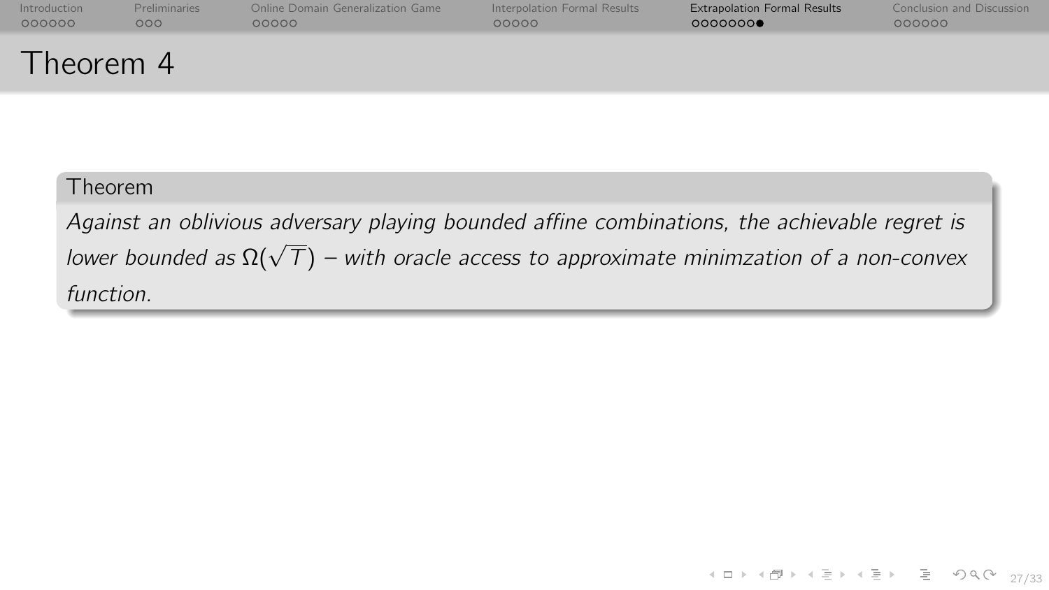# Theorem 4

**Theorem**

*Against an oblivious adversary playing bounded affine combinations, the achievable regret is lower bounded as $\Omega(\sqrt{T})$ – with oracle access to approximate minimzation of a non-convex function.*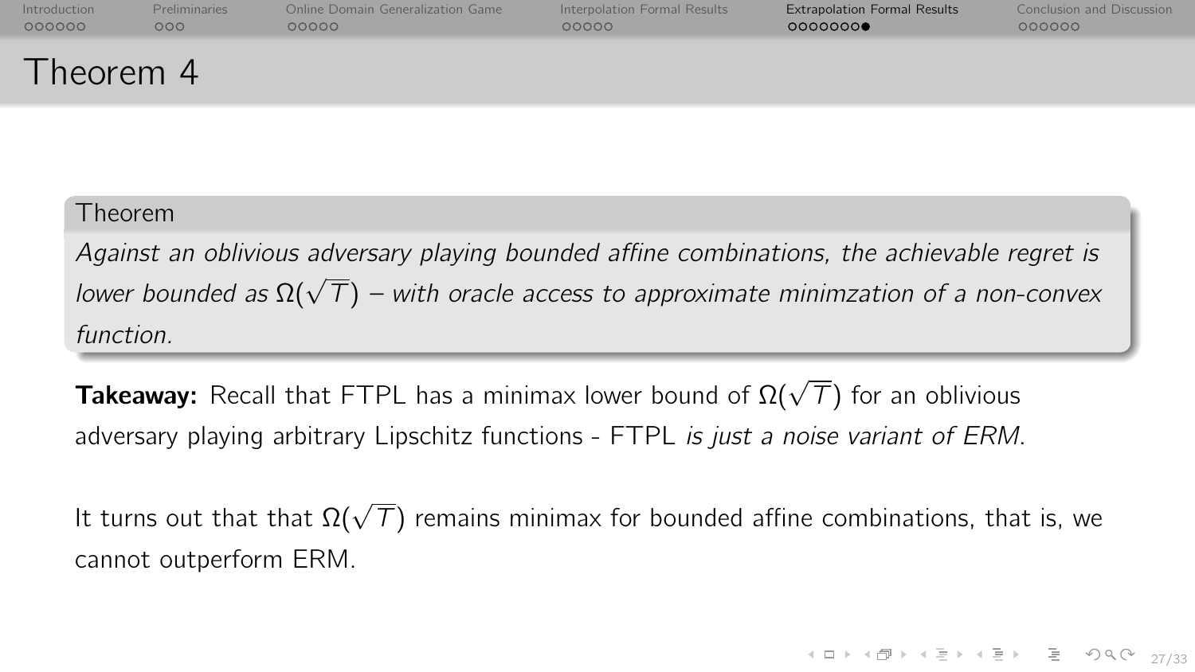# Theorem 4

**Theorem**

*Against an oblivious adversary playing bounded affine combinations, the achievable regret is lower bounded as $\Omega(\sqrt{T})$ – with oracle access to approximate minimzation of a non-convex function.*

**Takeaway:** Recall that FTPL has a minimax lower bound of $\Omega(\sqrt{T})$ for an oblivious adversary playing arbitrary Lipschitz functions - FTPL *is just a noise variant of ERM.*

It turns out that that $\Omega(\sqrt{T})$ remains minimax for bounded affine combinations, that is, we cannot outperform ERM.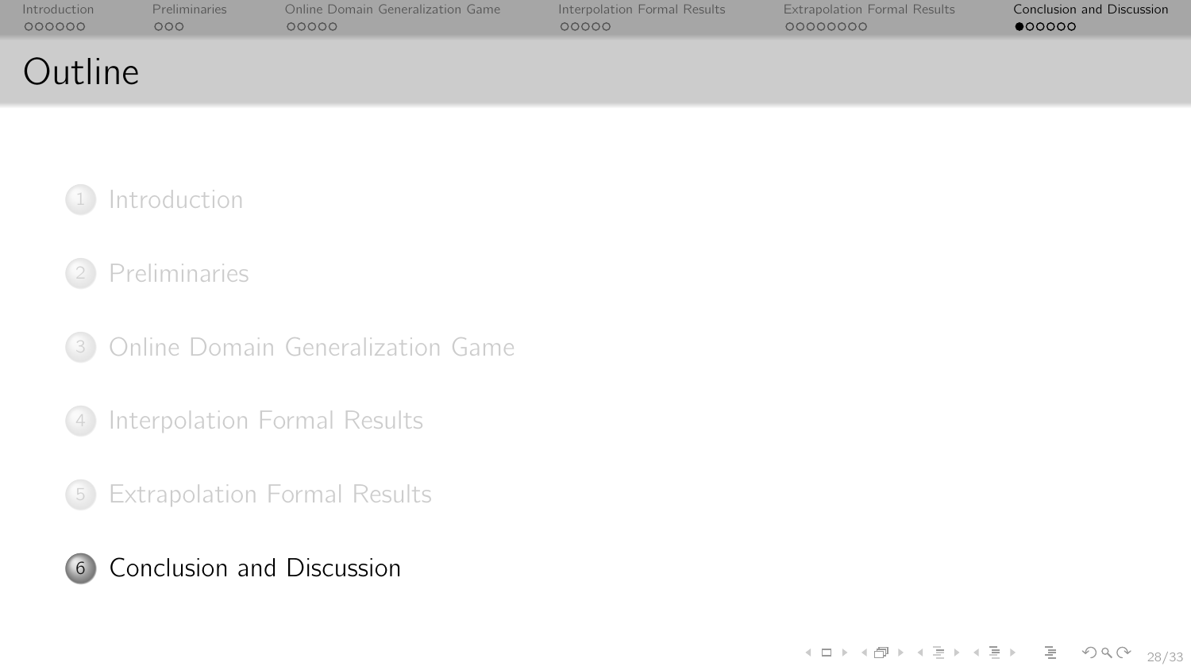# Outline

1. Introduction
2. Preliminaries
3. Online Domain Generalization Game
4. Interpolation Formal Results
5. Extrapolation Formal Results
6. Conclusion and Discussion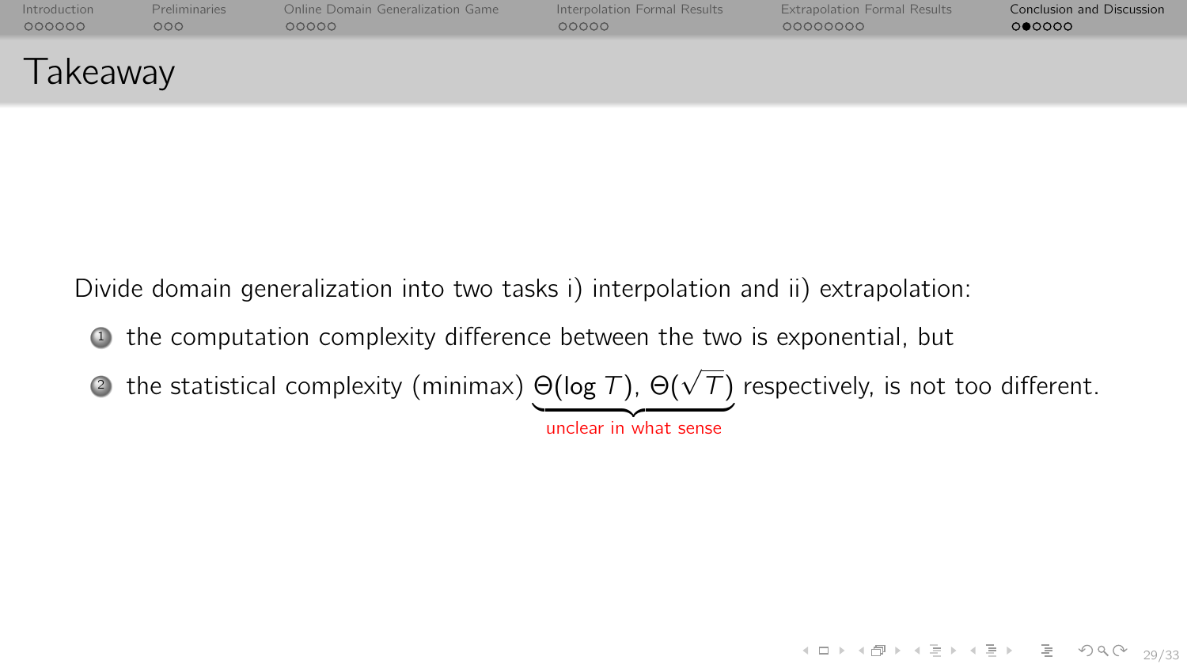# Takeaway

Divide domain generalization into two tasks i) interpolation and ii) extrapolation:

1. the computation complexity difference between the two is exponential, but
2. the statistical complexity (minimax) $\underbrace{\Theta(\log T),\ \Theta(\sqrt{T})}_{\text{unclear in what sense}}$ respectively, is not too different.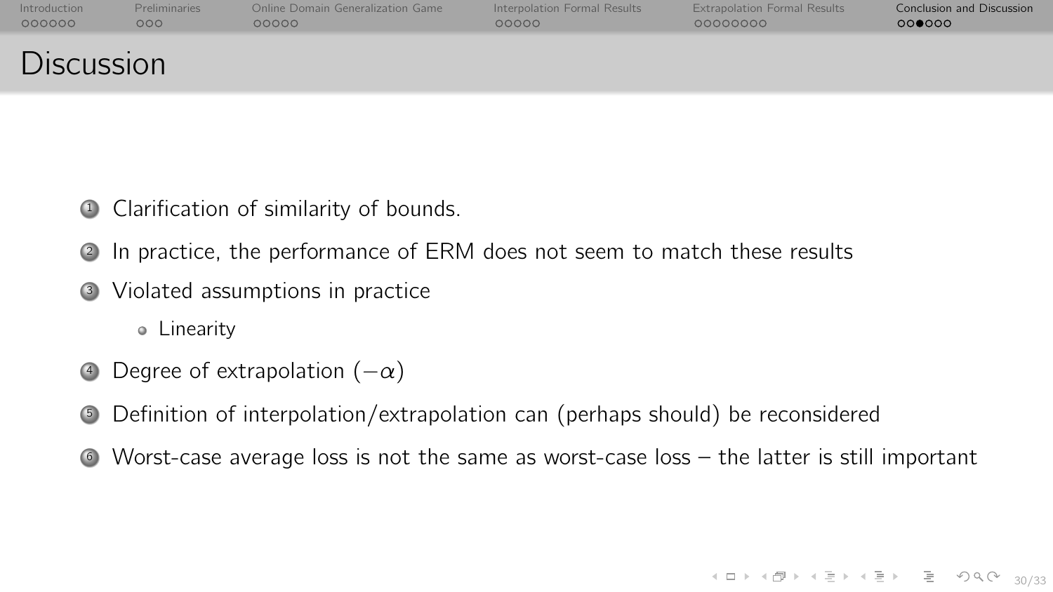# Discussion

1. Clarification of similarity of bounds.
2. In practice, the performance of ERM does not seem to match these results
3. Violated assumptions in practice
    - Linearity
4. Degree of extrapolation ($-\alpha$)
5. Definition of interpolation/extrapolation can (perhaps should) be reconsidered
6. Worst-case average loss is not the same as worst-case loss – the latter is still important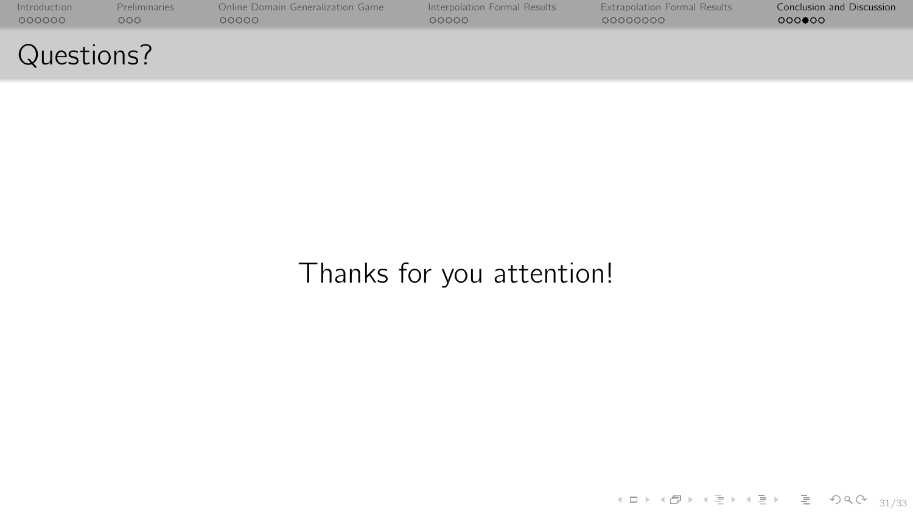## Questions?

Thanks for you attention!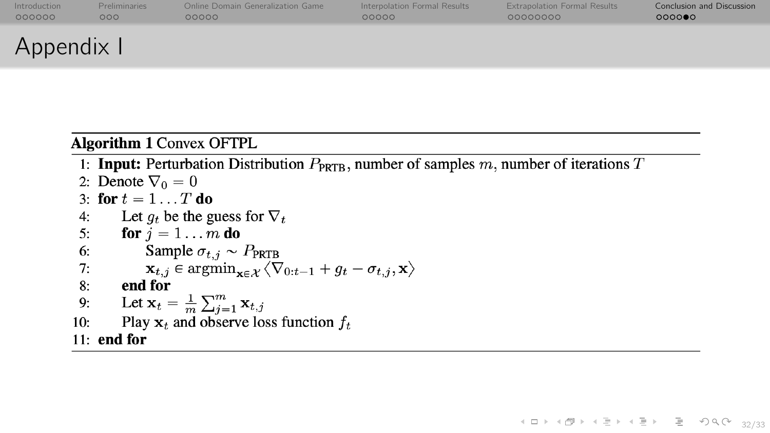# Appendix I

**Algorithm 1** Convex OFTPL

1: **Input:** Perturbation Distribution $P_{\text{PRTB}}$, number of samples $m$, number of iterations $T$
2: Denote $\nabla_0 = 0$
3: **for** $t = 1 \dots T$ **do**
4: Let $g_t$ be the guess for $\nabla_t$
5: **for** $j = 1 \dots m$ **do**
6: Sample $\sigma_{t,j} \sim P_{\text{PRTB}}$
7: $\mathbf{x}_{t,j} \in \text{argmin}_{\mathbf{x} \in \mathcal{X}} \langle \nabla_{0:t-1} + g_t - \sigma_{t,j}, \mathbf{x} \rangle$
8: **end for**
9: Let $\mathbf{x}_t = \frac{1}{m} \sum_{j=1}^{m} \mathbf{x}_{t,j}$
10: Play $\mathbf{x}_t$ and observe loss function $f_t$
11: **end for**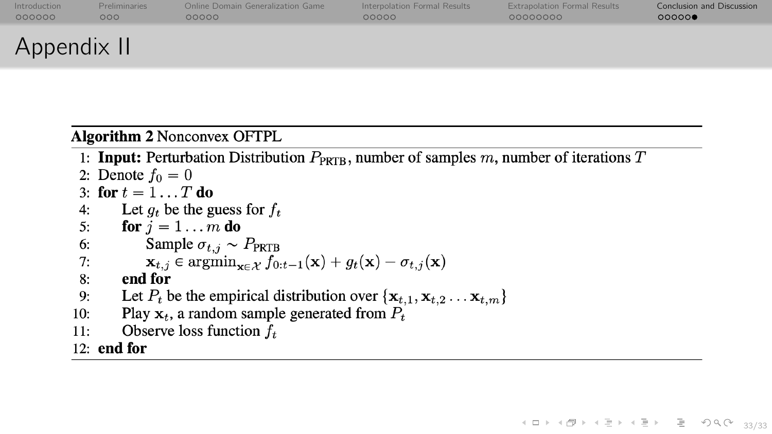# Appendix II

**Algorithm 2** Nonconvex OFTPL

1: **Input:** Perturbation Distribution $P_{\text{PRTB}}$, number of samples $m$, number of iterations $T$
2: Denote $f_0 = 0$
3: **for** $t = 1 \ldots T$ **do**
4: Let $g_t$ be the guess for $f_t$
5: **for** $j = 1 \ldots m$ **do**
6: Sample $\sigma_{t,j} \sim P_{\text{PRTB}}$
7: $\mathbf{x}_{t,j} \in \text{argmin}_{\mathbf{x} \in \mathcal{X}} f_{0:t-1}(\mathbf{x}) + g_t(\mathbf{x}) - \sigma_{t,j}(\mathbf{x})$
8: **end for**
9: Let $P_t$ be the empirical distribution over $\{\mathbf{x}_{t,1}, \mathbf{x}_{t,2} \ldots \mathbf{x}_{t,m}\}$
10: Play $\mathbf{x}_t$, a random sample generated from $P_t$
11: Observe loss function $f_t$
12: **end for**